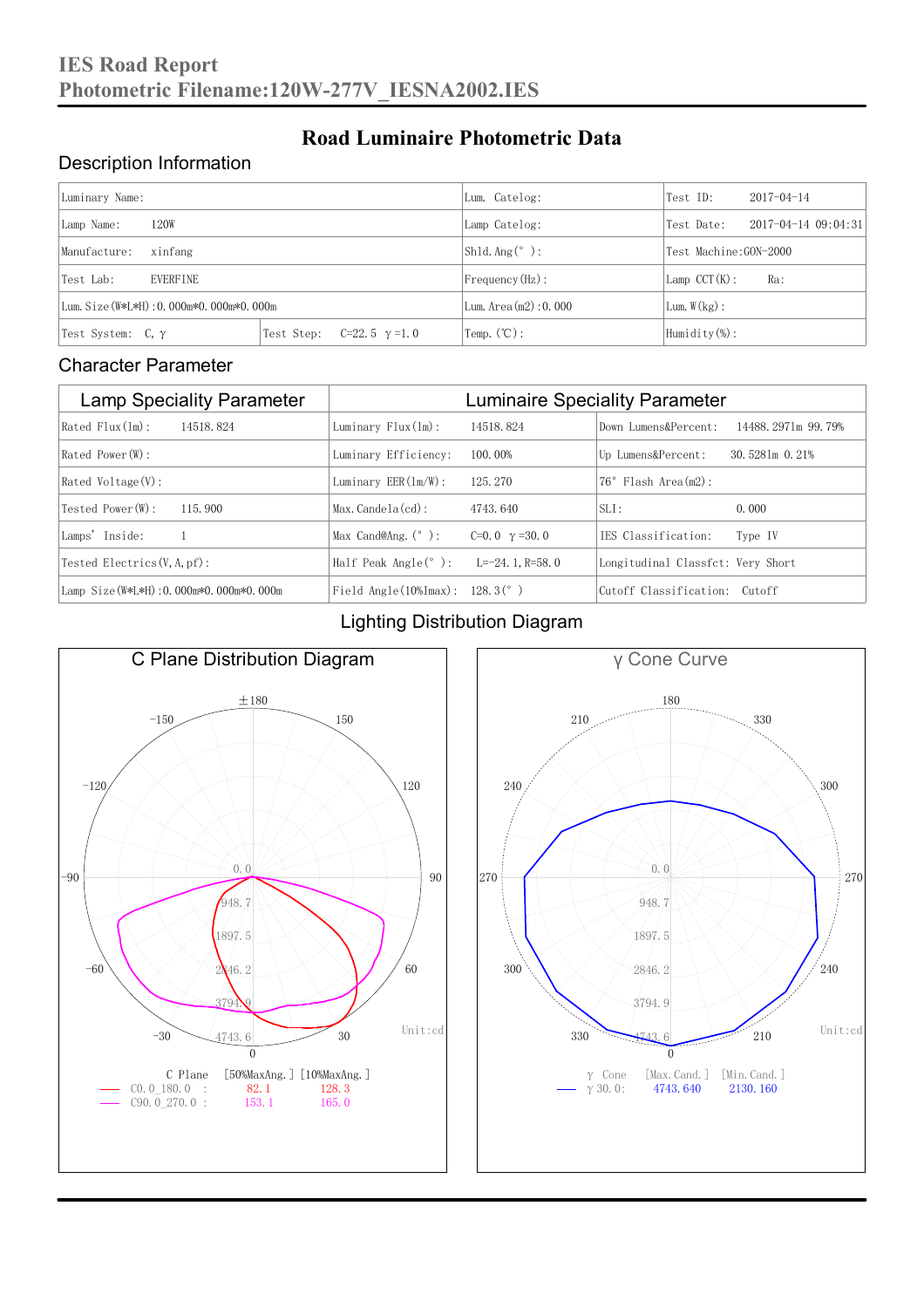# IES Road Report
## Photometric Filename:120W-277V_IESNA2002.IES

## Road Luminaire Photometric Data

### Description Information

| Luminary Name: | | Lum. Catelog: | Test ID: 2017-04-14 |
|---|---|---|---|
| Lamp Name: 120W | | Lamp Catelog: | Test Date: 2017-04-14 09:04:31 |
| Manufacture: xinfang | | Shld. Ang(° ): | Test Machine:GON-2000 |
| Test Lab: EVERFINE | | Frequency(Hz): | Lamp CCT(K): Ra: |
| Lum. Size(W*L*H):0.000m*0.000m*0.000m | | Lum. Area(m2):0.000 | Lum. W(kg): |
| Test System: C, γ | Test Step: C=22.5 γ=1.0 | Temp. (℃): | Humidity(%): |

### Character Parameter

| Lamp Speciality Parameter | Luminaire Speciality Parameter | |
|---|---|---|
| Rated Flux(lm): 14518.824 | Luminary Flux(lm): 14518.824 | Down Lumens&Percent: 14488.2971m 99.79% |
| Rated Power(W): | Luminary Efficiency: 100.00% | Up Lumens&Percent: 30.5281m 0.21% |
| Rated Voltage(V): | Luminary EER(lm/W): 125.270 | 76° Flash Area(m2): |
| Tested Power(W): 115.900 | Max. Candela(cd): 4743.640 | SLI: 0.000 |
| Lamps' Inside: 1 | Max Cand@Ang. (° ): C=0.0 γ=30.0 | IES Classification: Type IV |
| Tested Electrics(V, A, pf): | Half Peak Angle(° ): L=-24.1, R=58.0 | Longitudinal Classfct: Very Short |
| Lamp Size(W*L*H):0.000m*0.000m*0.000m | Field Angle(10%Imax): 128.3(° ) | Cutoff Classification: Cutoff |

### Lighting Distribution Diagram

**C Plane Distribution Diagram**

Unit:cd

| C Plane | [50%MaxAng.] | [10%MaxAng.] |
|---|---|---|
| C0.0_180.0 : | 82.1 | 128.3 |
| C90.0_270.0 : | 153.1 | 165.0 |

**γ Cone Curve**

Unit:cd

| γ Cone | [Max. Cand.] | [Min. Cand.] |
|---|---|---|
| γ 30.0: | 4743.640 | 2130.160 |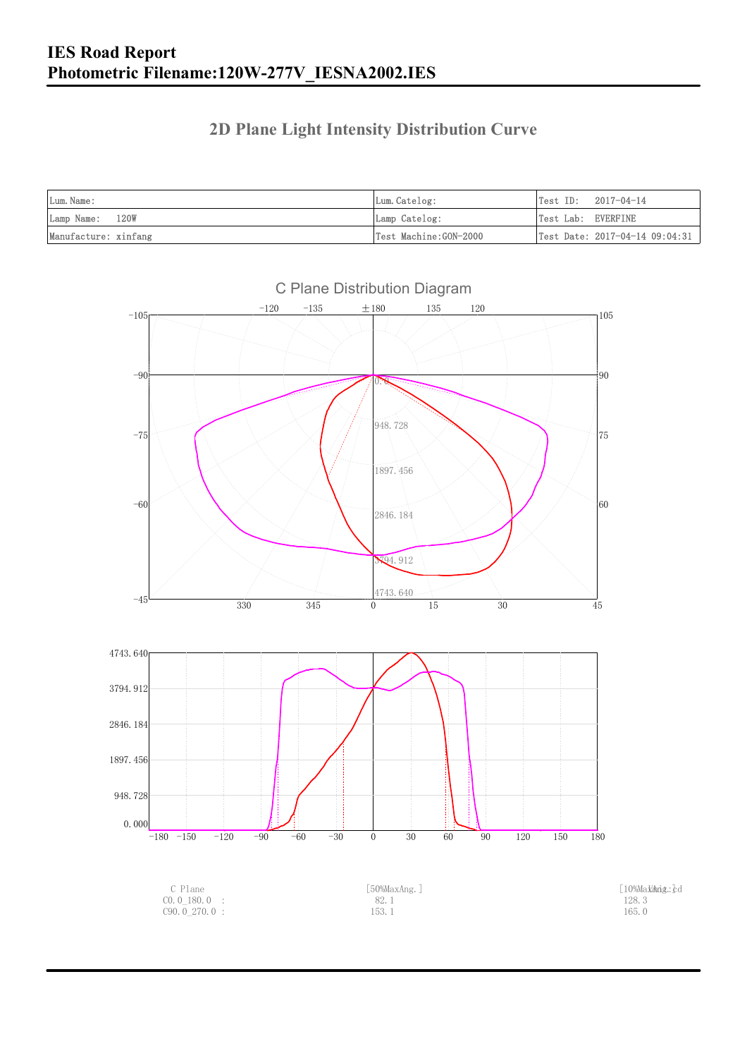# IES Road Report

# Photometric Filename:120W-277V_IESNA2002.IES

## 2D Plane Light Intensity Distribution Curve

| Lum.Name: | Lum.Catelog: | Test ID: 2017-04-14 |
|---|---|---|
| Lamp Name: 120W | Lamp Catelog: | Test Lab: EVERFINE |
| Manufacture: xinfang | Test Machine:GON-2000 | Test Date: 2017-04-14 09:04:31 |

C Plane Distribution Diagram

| C Plane | [50%MaxAng.] | [10%MaxAng.] Unit: cd |
|---|---|---|
| C0.0_180.0 : | 82.1 | 128.3 |
| C90.0_270.0 : | 153.1 | 165.0 |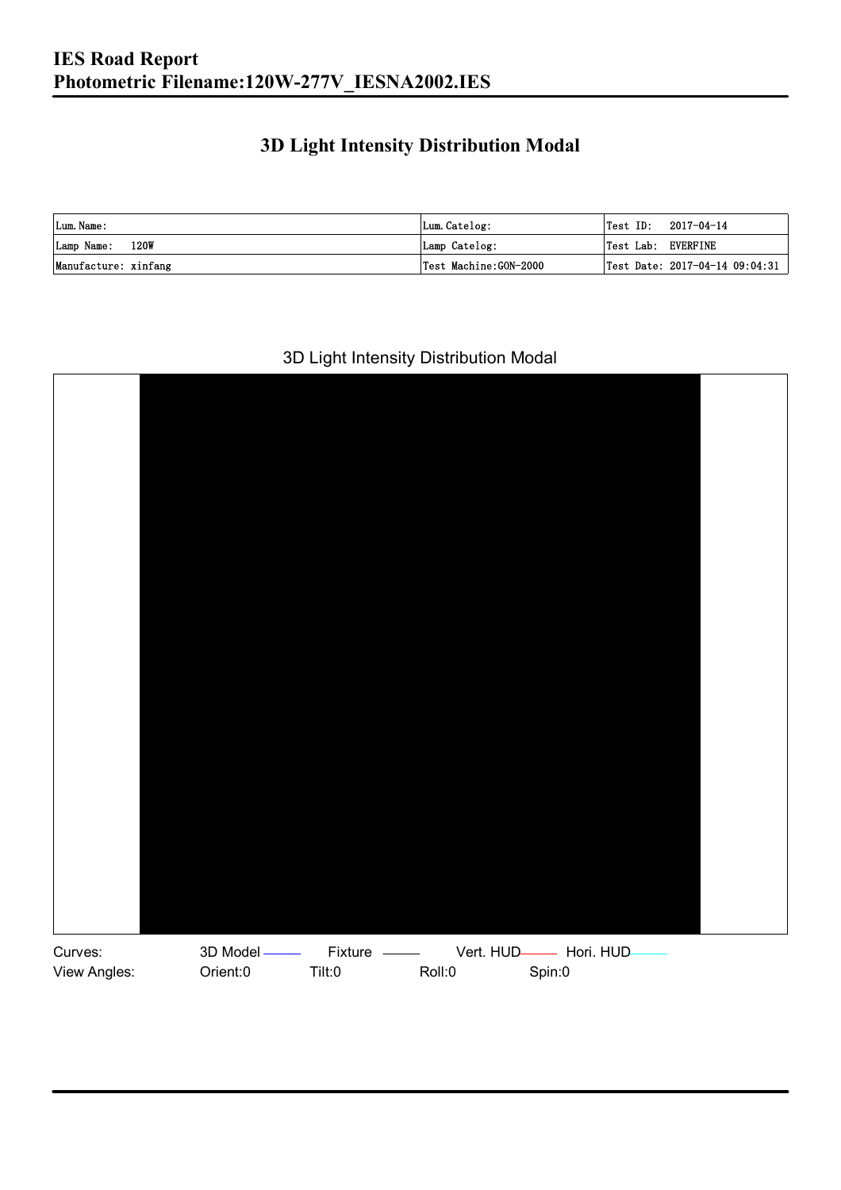# 3D Light Intensity Distribution Modal

| Lum.Name: | Lum.Catelog: | Test ID: 2017-04-14 |
|---|---|---|
| Lamp Name: 120W | Lamp Catelog: | Test Lab: EVERFINE |
| Manufacture: xinfang | Test Machine:GON-2000 | Test Date: 2017-04-14 09:04:31 |

3D Light Intensity Distribution Modal

Curves: 3D Model Fixture Vert. HUD Hori. HUD

View Angles: Orient:0 Tilt:0 Roll:0 Spin:0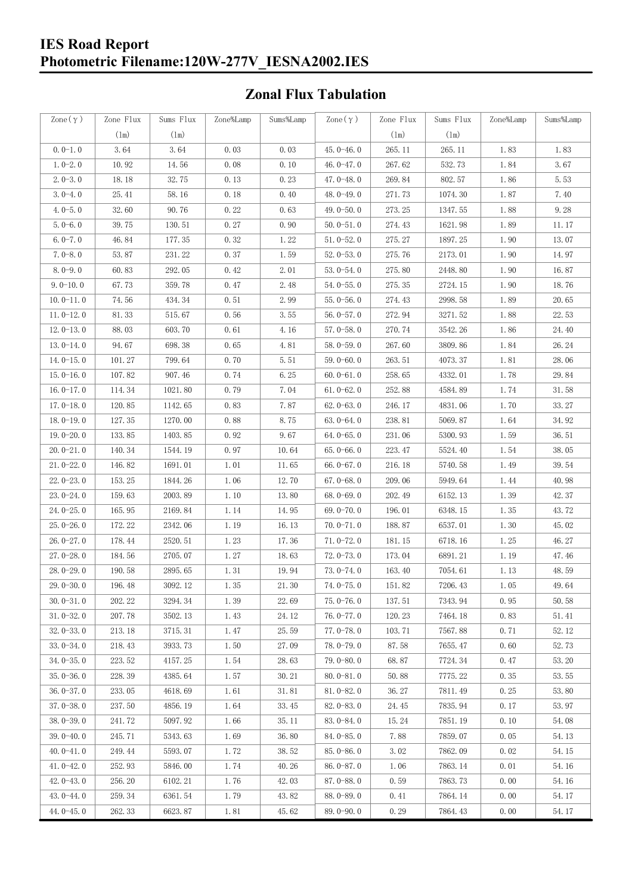# IES Road Report
## Photometric Filename:120W-277V_IESNA2002.IES

### Zonal Flux Tabulation

| Zone(γ) | Zone Flux (lm) | Sums Flux (lm) | Zone%Lamp | Sums%Lamp | Zone(γ) | Zone Flux (lm) | Sums Flux (lm) | Zone%Lamp | Sums%Lamp |
|---|---|---|---|---|---|---|---|---|---|
| 0.0-1.0 | 3.64 | 3.64 | 0.03 | 0.03 | 45.0-46.0 | 265.11 | 265.11 | 1.83 | 1.83 |
| 1.0-2.0 | 10.92 | 14.56 | 0.08 | 0.10 | 46.0-47.0 | 267.62 | 532.73 | 1.84 | 3.67 |
| 2.0-3.0 | 18.18 | 32.75 | 0.13 | 0.23 | 47.0-48.0 | 269.84 | 802.57 | 1.86 | 5.53 |
| 3.0-4.0 | 25.41 | 58.16 | 0.18 | 0.40 | 48.0-49.0 | 271.73 | 1074.30 | 1.87 | 7.40 |
| 4.0-5.0 | 32.60 | 90.76 | 0.22 | 0.63 | 49.0-50.0 | 273.25 | 1347.55 | 1.88 | 9.28 |
| 5.0-6.0 | 39.75 | 130.51 | 0.27 | 0.90 | 50.0-51.0 | 274.43 | 1621.98 | 1.89 | 11.17 |
| 6.0-7.0 | 46.84 | 177.35 | 0.32 | 1.22 | 51.0-52.0 | 275.27 | 1897.25 | 1.90 | 13.07 |
| 7.0-8.0 | 53.87 | 231.22 | 0.37 | 1.59 | 52.0-53.0 | 275.76 | 2173.01 | 1.90 | 14.97 |
| 8.0-9.0 | 60.83 | 292.05 | 0.42 | 2.01 | 53.0-54.0 | 275.80 | 2448.80 | 1.90 | 16.87 |
| 9.0-10.0 | 67.73 | 359.78 | 0.47 | 2.48 | 54.0-55.0 | 275.35 | 2724.15 | 1.90 | 18.76 |
| 10.0-11.0 | 74.56 | 434.34 | 0.51 | 2.99 | 55.0-56.0 | 274.43 | 2998.58 | 1.89 | 20.65 |
| 11.0-12.0 | 81.33 | 515.67 | 0.56 | 3.55 | 56.0-57.0 | 272.94 | 3271.52 | 1.88 | 22.53 |
| 12.0-13.0 | 88.03 | 603.70 | 0.61 | 4.16 | 57.0-58.0 | 270.74 | 3542.26 | 1.86 | 24.40 |
| 13.0-14.0 | 94.67 | 698.38 | 0.65 | 4.81 | 58.0-59.0 | 267.60 | 3809.86 | 1.84 | 26.24 |
| 14.0-15.0 | 101.27 | 799.64 | 0.70 | 5.51 | 59.0-60.0 | 263.51 | 4073.37 | 1.81 | 28.06 |
| 15.0-16.0 | 107.82 | 907.46 | 0.74 | 6.25 | 60.0-61.0 | 258.65 | 4332.01 | 1.78 | 29.84 |
| 16.0-17.0 | 114.34 | 1021.80 | 0.79 | 7.04 | 61.0-62.0 | 252.88 | 4584.89 | 1.74 | 31.58 |
| 17.0-18.0 | 120.85 | 1142.65 | 0.83 | 7.87 | 62.0-63.0 | 246.17 | 4831.06 | 1.70 | 33.27 |
| 18.0-19.0 | 127.35 | 1270.00 | 0.88 | 8.75 | 63.0-64.0 | 238.81 | 5069.87 | 1.64 | 34.92 |
| 19.0-20.0 | 133.85 | 1403.85 | 0.92 | 9.67 | 64.0-65.0 | 231.06 | 5300.93 | 1.59 | 36.51 |
| 20.0-21.0 | 140.34 | 1544.19 | 0.97 | 10.64 | 65.0-66.0 | 223.47 | 5524.40 | 1.54 | 38.05 |
| 21.0-22.0 | 146.82 | 1691.01 | 1.01 | 11.65 | 66.0-67.0 | 216.18 | 5740.58 | 1.49 | 39.54 |
| 22.0-23.0 | 153.25 | 1844.26 | 1.06 | 12.70 | 67.0-68.0 | 209.06 | 5949.64 | 1.44 | 40.98 |
| 23.0-24.0 | 159.63 | 2003.89 | 1.10 | 13.80 | 68.0-69.0 | 202.49 | 6152.13 | 1.39 | 42.37 |
| 24.0-25.0 | 165.95 | 2169.84 | 1.14 | 14.95 | 69.0-70.0 | 196.01 | 6348.15 | 1.35 | 43.72 |
| 25.0-26.0 | 172.22 | 2342.06 | 1.19 | 16.13 | 70.0-71.0 | 188.87 | 6537.01 | 1.30 | 45.02 |
| 26.0-27.0 | 178.44 | 2520.51 | 1.23 | 17.36 | 71.0-72.0 | 181.15 | 6718.16 | 1.25 | 46.27 |
| 27.0-28.0 | 184.56 | 2705.07 | 1.27 | 18.63 | 72.0-73.0 | 173.04 | 6891.21 | 1.19 | 47.46 |
| 28.0-29.0 | 190.58 | 2895.65 | 1.31 | 19.94 | 73.0-74.0 | 163.40 | 7054.61 | 1.13 | 48.59 |
| 29.0-30.0 | 196.48 | 3092.12 | 1.35 | 21.30 | 74.0-75.0 | 151.82 | 7206.43 | 1.05 | 49.64 |
| 30.0-31.0 | 202.22 | 3294.34 | 1.39 | 22.69 | 75.0-76.0 | 137.51 | 7343.94 | 0.95 | 50.58 |
| 31.0-32.0 | 207.78 | 3502.13 | 1.43 | 24.12 | 76.0-77.0 | 120.23 | 7464.18 | 0.83 | 51.41 |
| 32.0-33.0 | 213.18 | 3715.31 | 1.47 | 25.59 | 77.0-78.0 | 103.71 | 7567.88 | 0.71 | 52.12 |
| 33.0-34.0 | 218.43 | 3933.73 | 1.50 | 27.09 | 78.0-79.0 | 87.58 | 7655.47 | 0.60 | 52.73 |
| 34.0-35.0 | 223.52 | 4157.25 | 1.54 | 28.63 | 79.0-80.0 | 68.87 | 7724.34 | 0.47 | 53.20 |
| 35.0-36.0 | 228.39 | 4385.64 | 1.57 | 30.21 | 80.0-81.0 | 50.88 | 7775.22 | 0.35 | 53.55 |
| 36.0-37.0 | 233.05 | 4618.69 | 1.61 | 31.81 | 81.0-82.0 | 36.27 | 7811.49 | 0.25 | 53.80 |
| 37.0-38.0 | 237.50 | 4856.19 | 1.64 | 33.45 | 82.0-83.0 | 24.45 | 7835.94 | 0.17 | 53.97 |
| 38.0-39.0 | 241.72 | 5097.92 | 1.66 | 35.11 | 83.0-84.0 | 15.24 | 7851.19 | 0.10 | 54.08 |
| 39.0-40.0 | 245.71 | 5343.63 | 1.69 | 36.80 | 84.0-85.0 | 7.88 | 7859.07 | 0.05 | 54.13 |
| 40.0-41.0 | 249.44 | 5593.07 | 1.72 | 38.52 | 85.0-86.0 | 3.02 | 7862.09 | 0.02 | 54.15 |
| 41.0-42.0 | 252.93 | 5846.00 | 1.74 | 40.26 | 86.0-87.0 | 1.06 | 7863.14 | 0.01 | 54.16 |
| 42.0-43.0 | 256.20 | 6102.21 | 1.76 | 42.03 | 87.0-88.0 | 0.59 | 7863.73 | 0.00 | 54.16 |
| 43.0-44.0 | 259.34 | 6361.54 | 1.79 | 43.82 | 88.0-89.0 | 0.41 | 7864.14 | 0.00 | 54.17 |
| 44.0-45.0 | 262.33 | 6623.87 | 1.81 | 45.62 | 89.0-90.0 | 0.29 | 7864.43 | 0.00 | 54.17 |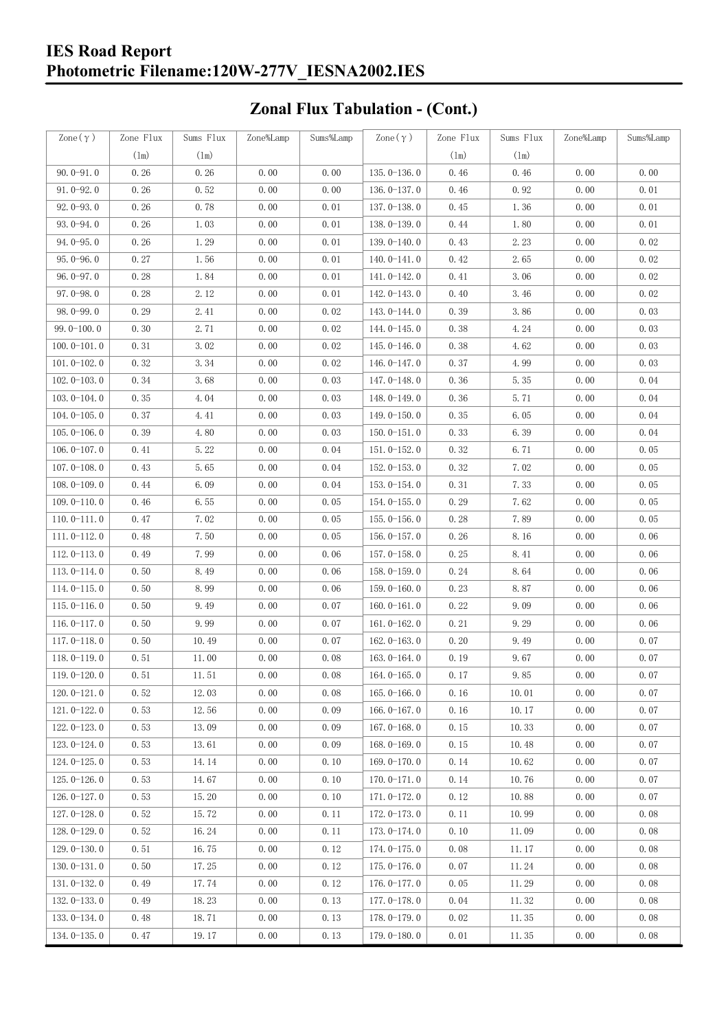## Zonal Flux Tabulation - (Cont.)

| Zone(γ) | Zone Flux (lm) | Sums Flux (lm) | Zone%Lamp | Sums%Lamp | Zone(γ) | Zone Flux (lm) | Sums Flux (lm) | Zone%Lamp | Sums%Lamp |
|---|---|---|---|---|---|---|---|---|---|
| 90.0-91.0 | 0.26 | 0.26 | 0.00 | 0.00 | 135.0-136.0 | 0.46 | 0.46 | 0.00 | 0.00 |
| 91.0-92.0 | 0.26 | 0.52 | 0.00 | 0.00 | 136.0-137.0 | 0.46 | 0.92 | 0.00 | 0.01 |
| 92.0-93.0 | 0.26 | 0.78 | 0.00 | 0.01 | 137.0-138.0 | 0.45 | 1.36 | 0.00 | 0.01 |
| 93.0-94.0 | 0.26 | 1.03 | 0.00 | 0.01 | 138.0-139.0 | 0.44 | 1.80 | 0.00 | 0.01 |
| 94.0-95.0 | 0.26 | 1.29 | 0.00 | 0.01 | 139.0-140.0 | 0.43 | 2.23 | 0.00 | 0.02 |
| 95.0-96.0 | 0.27 | 1.56 | 0.00 | 0.01 | 140.0-141.0 | 0.42 | 2.65 | 0.00 | 0.02 |
| 96.0-97.0 | 0.28 | 1.84 | 0.00 | 0.01 | 141.0-142.0 | 0.41 | 3.06 | 0.00 | 0.02 |
| 97.0-98.0 | 0.28 | 2.12 | 0.00 | 0.01 | 142.0-143.0 | 0.40 | 3.46 | 0.00 | 0.02 |
| 98.0-99.0 | 0.29 | 2.41 | 0.00 | 0.02 | 143.0-144.0 | 0.39 | 3.86 | 0.00 | 0.03 |
| 99.0-100.0 | 0.30 | 2.71 | 0.00 | 0.02 | 144.0-145.0 | 0.38 | 4.24 | 0.00 | 0.03 |
| 100.0-101.0 | 0.31 | 3.02 | 0.00 | 0.02 | 145.0-146.0 | 0.38 | 4.62 | 0.00 | 0.03 |
| 101.0-102.0 | 0.32 | 3.34 | 0.00 | 0.02 | 146.0-147.0 | 0.37 | 4.99 | 0.00 | 0.03 |
| 102.0-103.0 | 0.34 | 3.68 | 0.00 | 0.03 | 147.0-148.0 | 0.36 | 5.35 | 0.00 | 0.04 |
| 103.0-104.0 | 0.35 | 4.04 | 0.00 | 0.03 | 148.0-149.0 | 0.36 | 5.71 | 0.00 | 0.04 |
| 104.0-105.0 | 0.37 | 4.41 | 0.00 | 0.03 | 149.0-150.0 | 0.35 | 6.05 | 0.00 | 0.04 |
| 105.0-106.0 | 0.39 | 4.80 | 0.00 | 0.03 | 150.0-151.0 | 0.33 | 6.39 | 0.00 | 0.04 |
| 106.0-107.0 | 0.41 | 5.22 | 0.00 | 0.04 | 151.0-152.0 | 0.32 | 6.71 | 0.00 | 0.05 |
| 107.0-108.0 | 0.43 | 5.65 | 0.00 | 0.04 | 152.0-153.0 | 0.32 | 7.02 | 0.00 | 0.05 |
| 108.0-109.0 | 0.44 | 6.09 | 0.00 | 0.04 | 153.0-154.0 | 0.31 | 7.33 | 0.00 | 0.05 |
| 109.0-110.0 | 0.46 | 6.55 | 0.00 | 0.05 | 154.0-155.0 | 0.29 | 7.62 | 0.00 | 0.05 |
| 110.0-111.0 | 0.47 | 7.02 | 0.00 | 0.05 | 155.0-156.0 | 0.28 | 7.89 | 0.00 | 0.05 |
| 111.0-112.0 | 0.48 | 7.50 | 0.00 | 0.05 | 156.0-157.0 | 0.26 | 8.16 | 0.00 | 0.06 |
| 112.0-113.0 | 0.49 | 7.99 | 0.00 | 0.06 | 157.0-158.0 | 0.25 | 8.41 | 0.00 | 0.06 |
| 113.0-114.0 | 0.50 | 8.49 | 0.00 | 0.06 | 158.0-159.0 | 0.24 | 8.64 | 0.00 | 0.06 |
| 114.0-115.0 | 0.50 | 8.99 | 0.00 | 0.06 | 159.0-160.0 | 0.23 | 8.87 | 0.00 | 0.06 |
| 115.0-116.0 | 0.50 | 9.49 | 0.00 | 0.07 | 160.0-161.0 | 0.22 | 9.09 | 0.00 | 0.06 |
| 116.0-117.0 | 0.50 | 9.99 | 0.00 | 0.07 | 161.0-162.0 | 0.21 | 9.29 | 0.00 | 0.06 |
| 117.0-118.0 | 0.50 | 10.49 | 0.00 | 0.07 | 162.0-163.0 | 0.20 | 9.49 | 0.00 | 0.07 |
| 118.0-119.0 | 0.51 | 11.00 | 0.00 | 0.08 | 163.0-164.0 | 0.19 | 9.67 | 0.00 | 0.07 |
| 119.0-120.0 | 0.51 | 11.51 | 0.00 | 0.08 | 164.0-165.0 | 0.17 | 9.85 | 0.00 | 0.07 |
| 120.0-121.0 | 0.52 | 12.03 | 0.00 | 0.08 | 165.0-166.0 | 0.16 | 10.01 | 0.00 | 0.07 |
| 121.0-122.0 | 0.53 | 12.56 | 0.00 | 0.09 | 166.0-167.0 | 0.16 | 10.17 | 0.00 | 0.07 |
| 122.0-123.0 | 0.53 | 13.09 | 0.00 | 0.09 | 167.0-168.0 | 0.15 | 10.33 | 0.00 | 0.07 |
| 123.0-124.0 | 0.53 | 13.61 | 0.00 | 0.09 | 168.0-169.0 | 0.15 | 10.48 | 0.00 | 0.07 |
| 124.0-125.0 | 0.53 | 14.14 | 0.00 | 0.10 | 169.0-170.0 | 0.14 | 10.62 | 0.00 | 0.07 |
| 125.0-126.0 | 0.53 | 14.67 | 0.00 | 0.10 | 170.0-171.0 | 0.14 | 10.76 | 0.00 | 0.07 |
| 126.0-127.0 | 0.53 | 15.20 | 0.00 | 0.10 | 171.0-172.0 | 0.12 | 10.88 | 0.00 | 0.07 |
| 127.0-128.0 | 0.52 | 15.72 | 0.00 | 0.11 | 172.0-173.0 | 0.11 | 10.99 | 0.00 | 0.08 |
| 128.0-129.0 | 0.52 | 16.24 | 0.00 | 0.11 | 173.0-174.0 | 0.10 | 11.09 | 0.00 | 0.08 |
| 129.0-130.0 | 0.51 | 16.75 | 0.00 | 0.12 | 174.0-175.0 | 0.08 | 11.17 | 0.00 | 0.08 |
| 130.0-131.0 | 0.50 | 17.25 | 0.00 | 0.12 | 175.0-176.0 | 0.07 | 11.24 | 0.00 | 0.08 |
| 131.0-132.0 | 0.49 | 17.74 | 0.00 | 0.12 | 176.0-177.0 | 0.05 | 11.29 | 0.00 | 0.08 |
| 132.0-133.0 | 0.49 | 18.23 | 0.00 | 0.13 | 177.0-178.0 | 0.04 | 11.32 | 0.00 | 0.08 |
| 133.0-134.0 | 0.48 | 18.71 | 0.00 | 0.13 | 178.0-179.0 | 0.02 | 11.35 | 0.00 | 0.08 |
| 134.0-135.0 | 0.47 | 19.17 | 0.00 | 0.13 | 179.0-180.0 | 0.01 | 11.35 | 0.00 | 0.08 |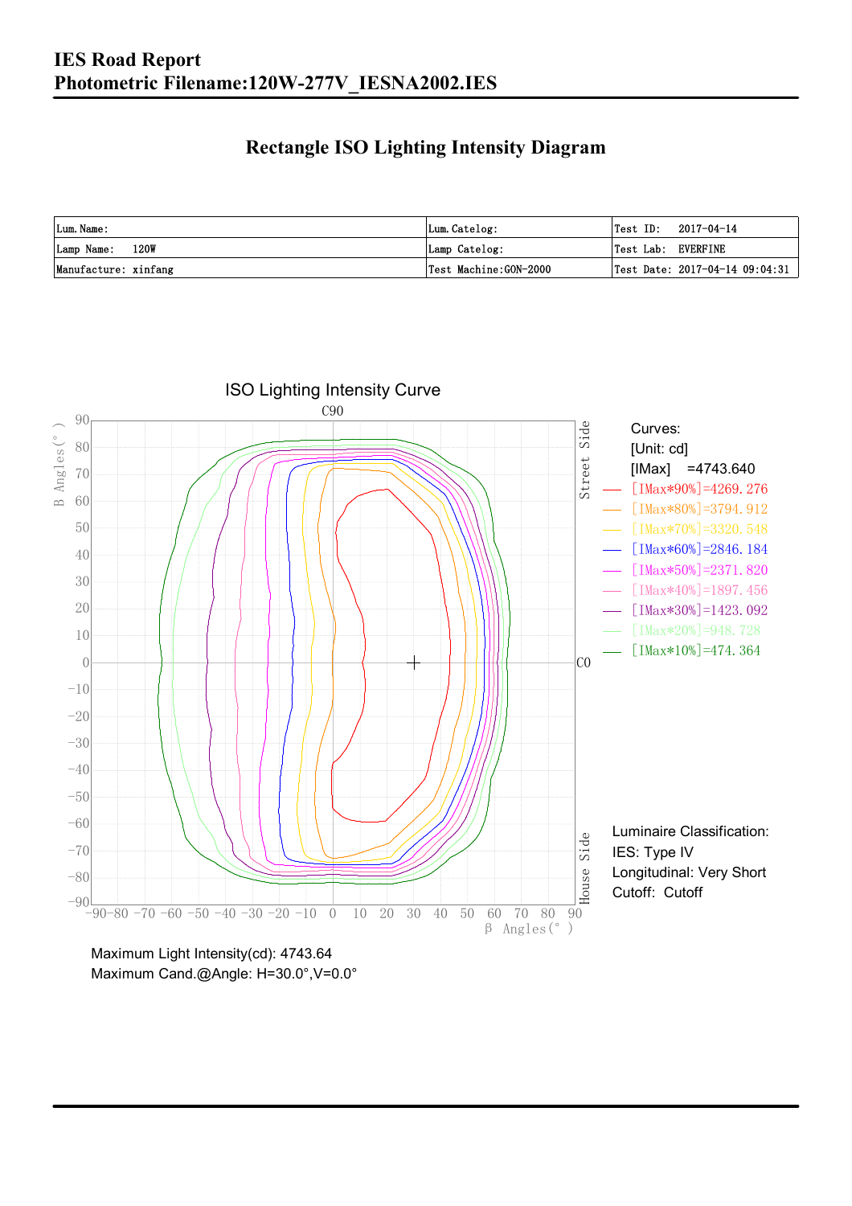# IES Road Report
# Photometric Filename:120W-277V_IESNA2002.IES

## Rectangle ISO Lighting Intensity Diagram

| Lum. Name: | Lum. Catelog: | Test ID: 2017-04-14 |
|---|---|---|
| Lamp Name: 120W | Lamp Catelog: | Test Lab: EVERFINE |
| Manufacture: xinfang | Test Machine:GON-2000 | Test Date: 2017-04-14 09:04:31 |

ISO Lighting Intensity Curve

Curves:
[Unit: cd]
[IMax] =4743.640
[IMax*90%]=4269.276
[IMax*80%]=3794.912
[IMax*70%]=3320.548
[IMax*60%]=2846.184
[IMax*50%]=2371.820
[IMax*40%]=1897.456
[IMax*30%]=1423.092
[IMax*20%]=948.728
[IMax*10%]=474.364

Luminaire Classification:
IES: Type IV
Longitudinal: Very Short
Cutoff: Cutoff

Maximum Light Intensity(cd): 4743.64
Maximum Cand.@Angle: H=30.0°,V=0.0°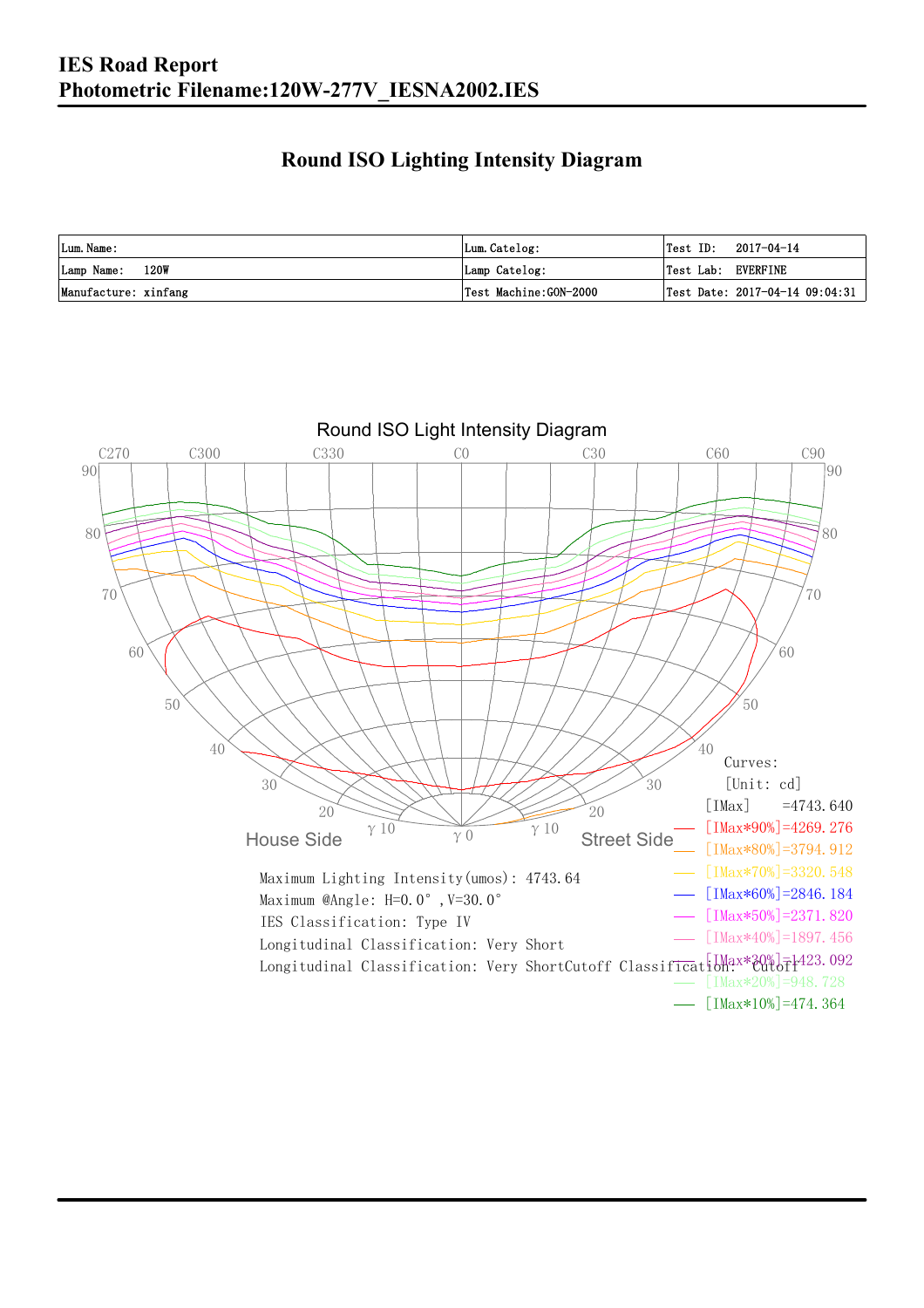# IES Road Report
## Photometric Filename:120W-277V_IESNA2002.IES

### Round ISO Lighting Intensity Diagram

| Lum. Name: | Lum. Catelog: | Test ID: 2017-04-14 |
|---|---|---|
| Lamp Name: 120W | Lamp Catelog: | Test Lab: EVERFINE |
| Manufacture: xinfang | Test Machine:GON-2000 | Test Date: 2017-04-14 09:04:31 |

Round ISO Light Intensity Diagram

C270 C300 C330 C0 C30 C60 C90

House Side — Street Side

Curves:
[Unit: cd]
[IMax] =4743.640
[IMax*90%]=4269.276
[IMax*80%]=3794.912
[IMax*70%]=3320.548
[IMax*60%]=2846.184
[IMax*50%]=2371.820
[IMax*40%]=1897.456
[IMax*30%]=1423.092
[IMax*20%]=948.728
[IMax*10%]=474.364

Maximum Lighting Intensity(umos): 4743.64
Maximum @Angle: H=0.0°, V=30.0°
IES Classification: Type IV
Longitudinal Classification: Very Short
Longitudinal Classification: Very ShortCutoff Classification: Cutoff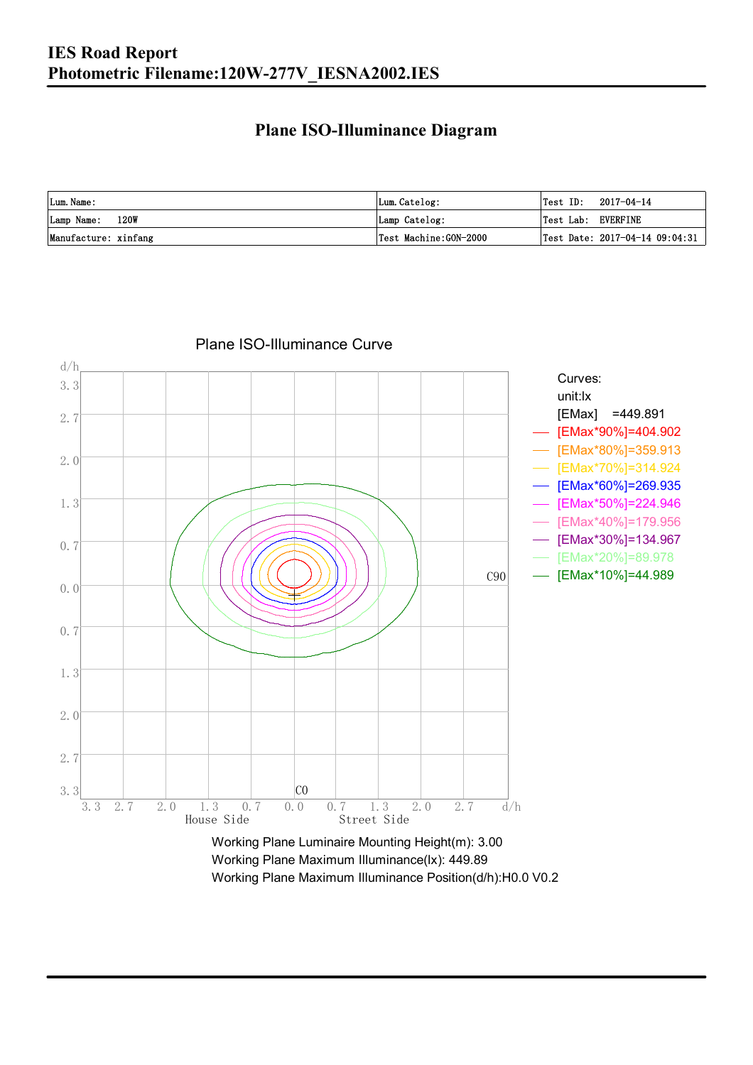**IES Road Report**
**Photometric Filename:120W-277V_IESNA2002.IES**

## Plane ISO-Illuminance Diagram

| Lum. Name: | Lum. Catelog: | Test ID: 2017-04-14 |
|---|---|---|
| Lamp Name: 120W | Lamp Catelog: | Test Lab: EVERFINE |
| Manufacture: xinfang | Test Machine:GON-2000 | Test Date: 2017-04-14 09:04:31 |

Plane ISO-Illuminance Curve

Curves:
unit:lx
[EMax] =449.891
[EMax*90%]=404.902
[EMax*80%]=359.913
[EMax*70%]=314.924
[EMax*60%]=269.935
[EMax*50%]=224.946
[EMax*40%]=179.956
[EMax*30%]=134.967
[EMax*20%]=89.978
[EMax*10%]=44.989

Working Plane Luminaire Mounting Height(m): 3.00
Working Plane Maximum Illuminance(lx): 449.89
Working Plane Maximum Illuminance Position(d/h):H0.0 V0.2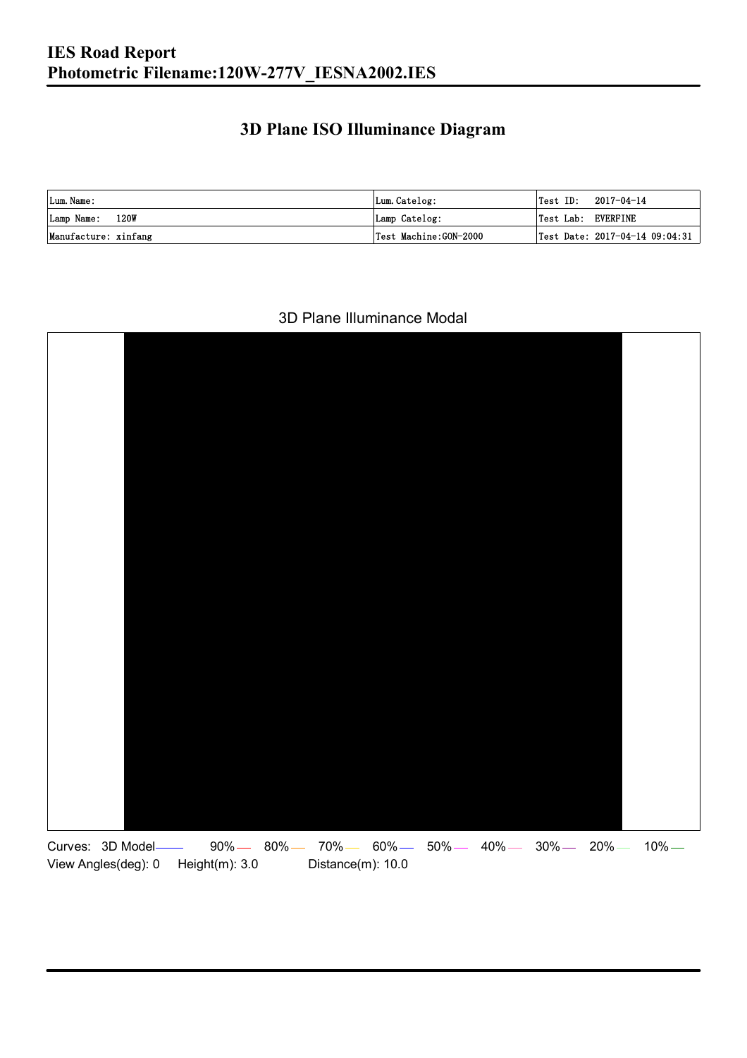# IES Road Report
# Photometric Filename:120W-277V_IESNA2002.IES

## 3D Plane ISO Illuminance Diagram

| Lum. Name: | Lum. Catelog: | Test ID: 2017-04-14 |
|---|---|---|
| Lamp Name: 120W | Lamp Catelog: | Test Lab: EVERFINE |
| Manufacture: xinfang | Test Machine:GON-2000 | Test Date: 2017-04-14 09:04:31 |

3D Plane Illuminance Modal

Curves: 3D Model 90% 80% 70% 60% 50% 40% 30% 20% 10%

View Angles(deg): 0 Height(m): 3.0 Distance(m): 10.0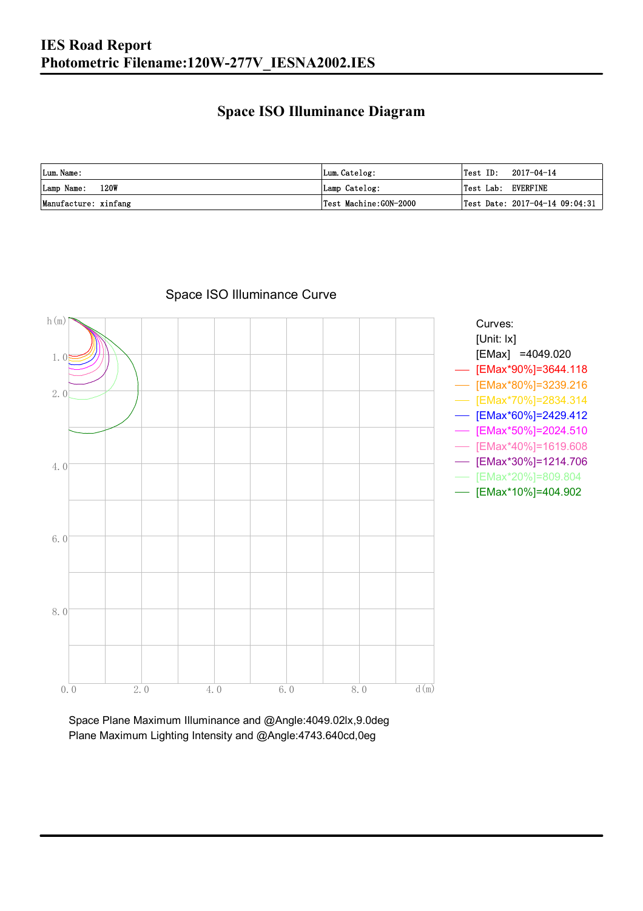# IES Road Report
## Photometric Filename:120W-277V_IESNA2002.IES

## Space ISO Illuminance Diagram

| Lum. Name: | Lum. Catelog: | Test ID: 2017-04-14 |
|---|---|---|
| Lamp Name: 120W | Lamp Catelog: | Test Lab: EVERFINE |
| Manufacture: xinfang | Test Machine:GON-2000 | Test Date: 2017-04-14 09:04:31 |

Space ISO Illuminance Curve

Curves:
[Unit: lx]
[EMax] =4049.020
[EMax*90%]=3644.118
[EMax*80%]=3239.216
[EMax*70%]=2834.314
[EMax*60%]=2429.412
[EMax*50%]=2024.510
[EMax*40%]=1619.608
[EMax*30%]=1214.706
[EMax*20%]=809.804
[EMax*10%]=404.902

Space Plane Maximum Illuminance and @Angle:4049.02lx,9.0deg
Plane Maximum Lighting Intensity and @Angle:4743.640cd,0eg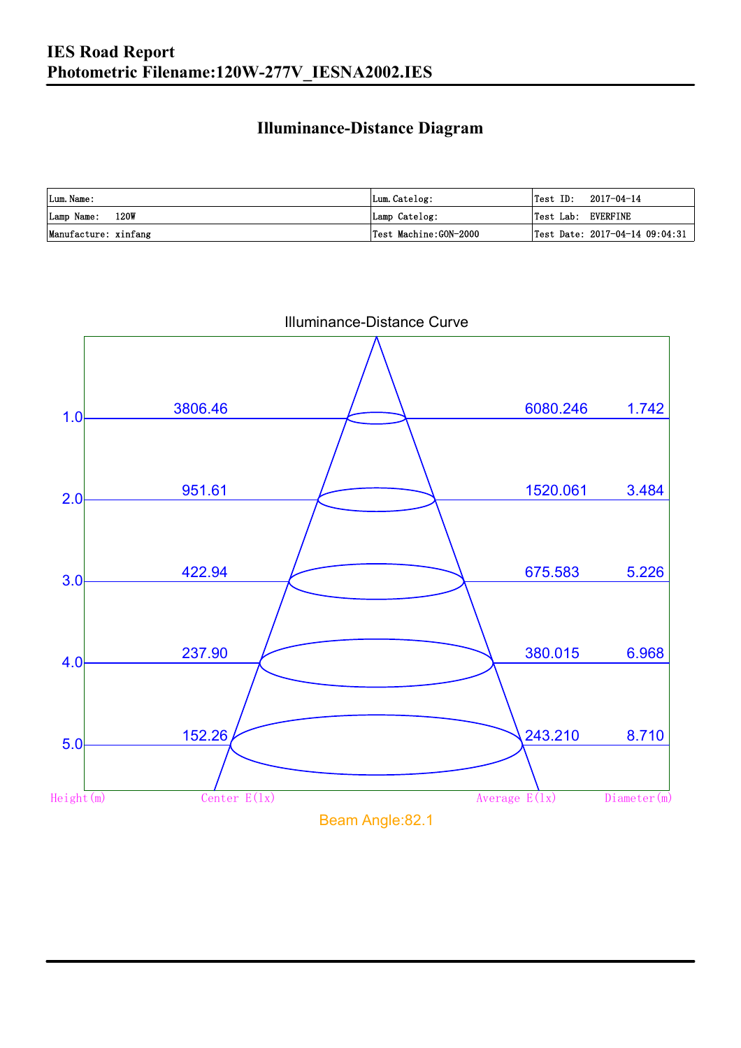# IES Road Report
# Photometric Filename:120W-277V_IESNA2002.IES

## Illuminance-Distance Diagram

| Lum. Name: | Lum. Catelog: | Test ID: 2017-04-14 |
|---|---|---|
| Lamp Name: 120W | Lamp Catelog: | Test Lab: EVERFINE |
| Manufacture: xinfang | Test Machine:GON-2000 | Test Date: 2017-04-14 09:04:31 |

Illuminance-Distance Curve

| Height(m) | Center E(lx) | Average E(lx) | Diameter(m) |
|---|---|---|---|
| 1.0 | 3806.46 | 6080.246 | 1.742 |
| 2.0 | 951.61 | 1520.061 | 3.484 |
| 3.0 | 422.94 | 675.583 | 5.226 |
| 4.0 | 237.90 | 380.015 | 6.968 |
| 5.0 | 152.26 | 243.210 | 8.710 |

Beam Angle:82.1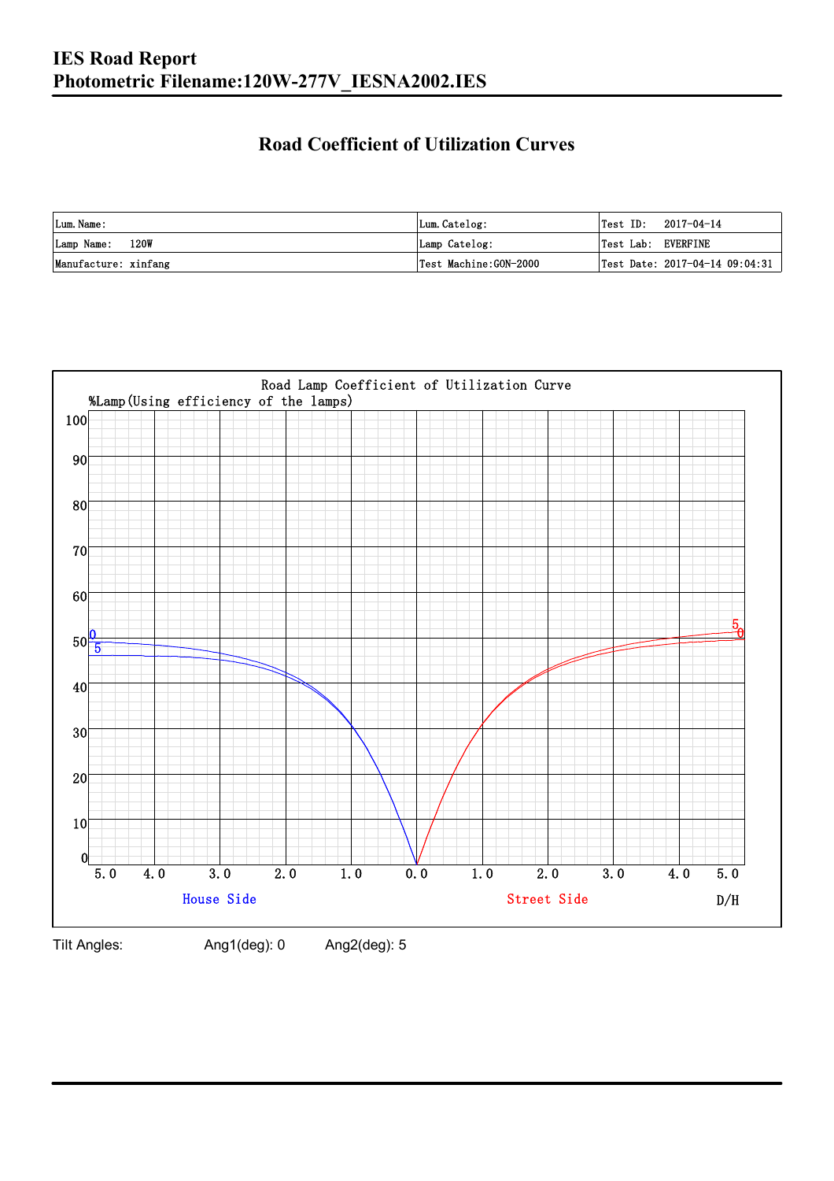# IES Road Report
# Photometric Filename:120W-277V_IESNA2002.IES

## Road Coefficient of Utilization Curves

| Lum.Name: | Lum.Catelog: | Test ID: 2017-04-14 |
|---|---|---|
| Lamp Name: 120W | Lamp Catelog: | Test Lab: EVERFINE |
| Manufacture: xinfang | Test Machine:GON-2000 | Test Date: 2017-04-14 09:04:31 |

Road Lamp Coefficient of Utilization Curve

%Lamp(Using efficiency of the lamps)

House Side | Street Side | D/H

Tilt Angles: Ang1(deg): 0 Ang2(deg): 5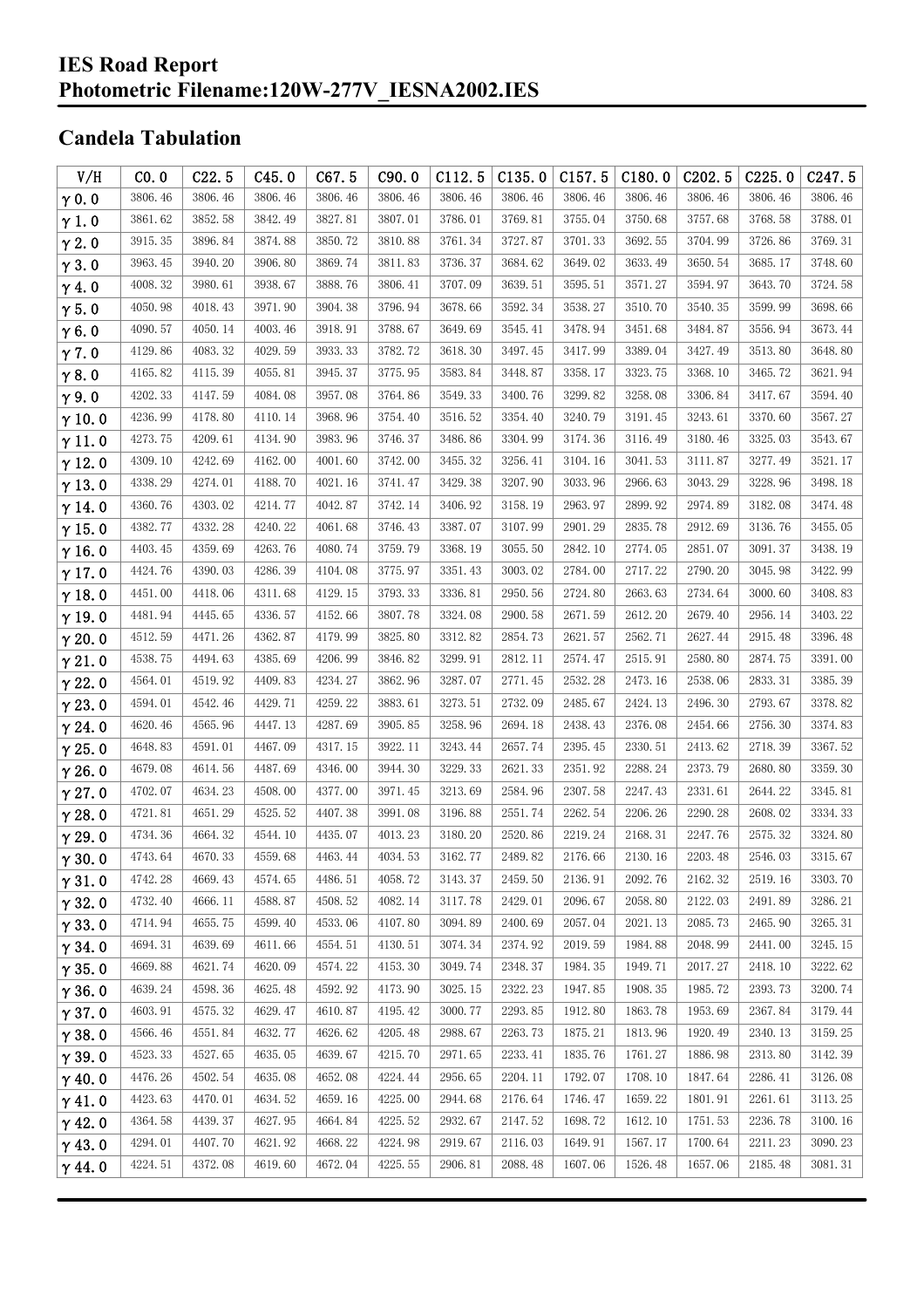# IES Road Report
# Photometric Filename:120W-277V_IESNA2002.IES

## Candela Tabulation

| V/H | C0.0 | C22.5 | C45.0 | C67.5 | C90.0 | C112.5 | C135.0 | C157.5 | C180.0 | C202.5 | C225.0 | C247.5 |
|---|---|---|---|---|---|---|---|---|---|---|---|---|
| γ0.0 | 3806.46 | 3806.46 | 3806.46 | 3806.46 | 3806.46 | 3806.46 | 3806.46 | 3806.46 | 3806.46 | 3806.46 | 3806.46 | 3806.46 |
| γ1.0 | 3861.62 | 3852.58 | 3842.49 | 3827.81 | 3807.01 | 3786.01 | 3769.81 | 3755.04 | 3750.68 | 3757.68 | 3768.58 | 3788.01 |
| γ2.0 | 3915.35 | 3896.84 | 3874.88 | 3850.72 | 3810.88 | 3761.34 | 3727.87 | 3701.33 | 3692.55 | 3704.99 | 3726.86 | 3769.31 |
| γ3.0 | 3963.45 | 3940.20 | 3906.80 | 3869.74 | 3811.83 | 3736.37 | 3684.62 | 3649.02 | 3633.49 | 3650.54 | 3685.17 | 3748.60 |
| γ4.0 | 4008.32 | 3980.61 | 3938.67 | 3888.76 | 3806.41 | 3707.09 | 3639.51 | 3595.51 | 3571.27 | 3594.97 | 3643.70 | 3724.58 |
| γ5.0 | 4050.98 | 4018.43 | 3971.90 | 3904.38 | 3796.94 | 3678.66 | 3592.34 | 3538.27 | 3510.70 | 3540.35 | 3599.99 | 3698.66 |
| γ6.0 | 4090.57 | 4050.14 | 4003.46 | 3918.91 | 3788.67 | 3649.69 | 3545.41 | 3478.94 | 3451.68 | 3484.87 | 3556.94 | 3673.44 |
| γ7.0 | 4129.86 | 4083.32 | 4029.59 | 3933.33 | 3782.72 | 3618.30 | 3497.45 | 3417.99 | 3389.04 | 3427.49 | 3513.80 | 3648.80 |
| γ8.0 | 4165.82 | 4115.39 | 4055.81 | 3945.37 | 3775.95 | 3583.84 | 3448.87 | 3358.17 | 3323.75 | 3368.10 | 3465.72 | 3621.94 |
| γ9.0 | 4202.33 | 4147.59 | 4084.08 | 3957.08 | 3764.86 | 3549.33 | 3400.76 | 3299.82 | 3258.08 | 3306.84 | 3417.67 | 3594.40 |
| γ10.0 | 4236.99 | 4178.80 | 4110.14 | 3968.96 | 3754.40 | 3516.52 | 3354.40 | 3240.79 | 3191.45 | 3243.61 | 3370.60 | 3567.27 |
| γ11.0 | 4273.75 | 4209.61 | 4134.90 | 3983.96 | 3746.37 | 3486.86 | 3304.99 | 3174.36 | 3116.49 | 3180.46 | 3325.03 | 3543.67 |
| γ12.0 | 4309.10 | 4242.69 | 4162.00 | 4001.60 | 3742.00 | 3455.32 | 3256.41 | 3104.16 | 3041.53 | 3111.87 | 3277.49 | 3521.17 |
| γ13.0 | 4338.29 | 4274.01 | 4188.70 | 4021.16 | 3741.47 | 3429.38 | 3207.90 | 3033.96 | 2966.63 | 3043.29 | 3228.96 | 3498.18 |
| γ14.0 | 4360.76 | 4303.02 | 4214.77 | 4042.87 | 3742.14 | 3406.92 | 3158.19 | 2963.97 | 2899.92 | 2974.89 | 3182.08 | 3474.48 |
| γ15.0 | 4382.77 | 4332.28 | 4240.22 | 4061.68 | 3746.43 | 3387.07 | 3107.99 | 2901.29 | 2835.78 | 2912.69 | 3136.76 | 3455.05 |
| γ16.0 | 4403.45 | 4359.69 | 4263.76 | 4080.74 | 3759.79 | 3368.19 | 3055.50 | 2842.10 | 2774.05 | 2851.07 | 3091.37 | 3438.19 |
| γ17.0 | 4424.76 | 4390.03 | 4286.39 | 4104.08 | 3775.97 | 3351.43 | 3003.02 | 2784.00 | 2717.22 | 2790.20 | 3045.98 | 3422.99 |
| γ18.0 | 4451.00 | 4418.06 | 4311.68 | 4129.15 | 3793.33 | 3336.81 | 2950.56 | 2724.80 | 2663.63 | 2734.64 | 3000.60 | 3408.83 |
| γ19.0 | 4481.94 | 4445.65 | 4336.57 | 4152.66 | 3807.78 | 3324.08 | 2900.58 | 2671.59 | 2612.20 | 2679.40 | 2956.14 | 3403.22 |
| γ20.0 | 4512.59 | 4471.26 | 4362.87 | 4179.99 | 3825.80 | 3312.82 | 2854.73 | 2621.57 | 2562.71 | 2627.44 | 2915.48 | 3396.48 |
| γ21.0 | 4538.75 | 4494.63 | 4385.69 | 4206.99 | 3846.82 | 3299.91 | 2812.11 | 2574.47 | 2515.91 | 2580.80 | 2874.75 | 3391.00 |
| γ22.0 | 4564.01 | 4519.92 | 4409.83 | 4234.27 | 3862.96 | 3287.07 | 2771.45 | 2532.28 | 2473.16 | 2538.06 | 2833.31 | 3385.39 |
| γ23.0 | 4594.01 | 4542.46 | 4429.71 | 4259.22 | 3883.61 | 3273.51 | 2732.09 | 2485.67 | 2424.13 | 2496.30 | 2793.67 | 3378.82 |
| γ24.0 | 4620.46 | 4565.96 | 4447.13 | 4287.69 | 3905.85 | 3258.96 | 2694.18 | 2438.43 | 2376.08 | 2454.66 | 2756.30 | 3374.83 |
| γ25.0 | 4648.83 | 4591.01 | 4467.09 | 4317.15 | 3922.11 | 3243.44 | 2657.74 | 2395.45 | 2330.51 | 2413.62 | 2718.39 | 3367.52 |
| γ26.0 | 4679.08 | 4614.56 | 4487.69 | 4346.00 | 3944.30 | 3229.33 | 2621.33 | 2351.92 | 2288.24 | 2373.79 | 2680.80 | 3359.30 |
| γ27.0 | 4702.07 | 4634.23 | 4508.00 | 4377.00 | 3971.45 | 3213.69 | 2584.96 | 2307.58 | 2247.43 | 2331.61 | 2644.22 | 3345.81 |
| γ28.0 | 4721.81 | 4651.29 | 4525.52 | 4407.38 | 3991.08 | 3196.88 | 2551.74 | 2262.54 | 2206.26 | 2290.28 | 2608.02 | 3334.33 |
| γ29.0 | 4734.36 | 4664.32 | 4544.10 | 4435.07 | 4013.23 | 3180.20 | 2520.86 | 2219.24 | 2168.31 | 2247.76 | 2575.32 | 3324.80 |
| γ30.0 | 4743.64 | 4670.33 | 4559.68 | 4463.44 | 4034.53 | 3162.77 | 2489.82 | 2176.66 | 2130.16 | 2203.48 | 2546.03 | 3315.67 |
| γ31.0 | 4742.28 | 4669.43 | 4574.65 | 4486.51 | 4058.72 | 3143.37 | 2459.50 | 2136.91 | 2092.76 | 2162.32 | 2519.16 | 3303.70 |
| γ32.0 | 4732.40 | 4666.11 | 4588.87 | 4508.52 | 4082.14 | 3117.78 | 2429.01 | 2096.67 | 2058.80 | 2122.03 | 2491.89 | 3286.21 |
| γ33.0 | 4714.94 | 4655.75 | 4599.40 | 4533.06 | 4107.80 | 3094.89 | 2400.69 | 2057.04 | 2021.13 | 2085.73 | 2465.90 | 3265.31 |
| γ34.0 | 4694.31 | 4639.69 | 4611.66 | 4554.51 | 4130.51 | 3074.34 | 2374.92 | 2019.59 | 1984.88 | 2048.99 | 2441.00 | 3245.15 |
| γ35.0 | 4669.88 | 4621.74 | 4620.09 | 4574.22 | 4153.30 | 3049.74 | 2348.37 | 1984.35 | 1949.71 | 2017.27 | 2418.10 | 3222.62 |
| γ36.0 | 4639.24 | 4598.36 | 4625.48 | 4592.92 | 4173.90 | 3025.15 | 2322.23 | 1947.85 | 1908.35 | 1985.72 | 2393.73 | 3200.74 |
| γ37.0 | 4603.91 | 4575.32 | 4629.47 | 4610.87 | 4195.42 | 3000.77 | 2293.85 | 1912.80 | 1863.78 | 1953.69 | 2367.84 | 3179.44 |
| γ38.0 | 4566.46 | 4551.84 | 4632.77 | 4626.62 | 4205.48 | 2988.67 | 2263.73 | 1875.21 | 1813.96 | 1920.49 | 2340.13 | 3159.25 |
| γ39.0 | 4523.33 | 4527.65 | 4635.05 | 4639.67 | 4215.70 | 2971.65 | 2233.41 | 1835.76 | 1761.27 | 1886.98 | 2313.80 | 3142.39 |
| γ40.0 | 4476.26 | 4502.54 | 4635.08 | 4652.08 | 4224.44 | 2956.65 | 2204.11 | 1792.07 | 1708.10 | 1847.64 | 2286.41 | 3126.08 |
| γ41.0 | 4423.63 | 4470.01 | 4634.52 | 4659.16 | 4225.00 | 2944.68 | 2176.64 | 1746.47 | 1659.22 | 1801.91 | 2261.61 | 3113.25 |
| γ42.0 | 4364.58 | 4439.37 | 4627.95 | 4664.84 | 4225.52 | 2932.67 | 2147.52 | 1698.72 | 1612.10 | 1751.53 | 2236.78 | 3100.16 |
| γ43.0 | 4294.01 | 4407.70 | 4621.92 | 4668.22 | 4224.98 | 2919.67 | 2116.03 | 1649.91 | 1567.17 | 1700.64 | 2211.23 | 3090.23 |
| γ44.0 | 4224.51 | 4372.08 | 4619.60 | 4672.04 | 4225.55 | 2906.81 | 2088.48 | 1607.06 | 1526.48 | 1657.06 | 2185.48 | 3081.31 |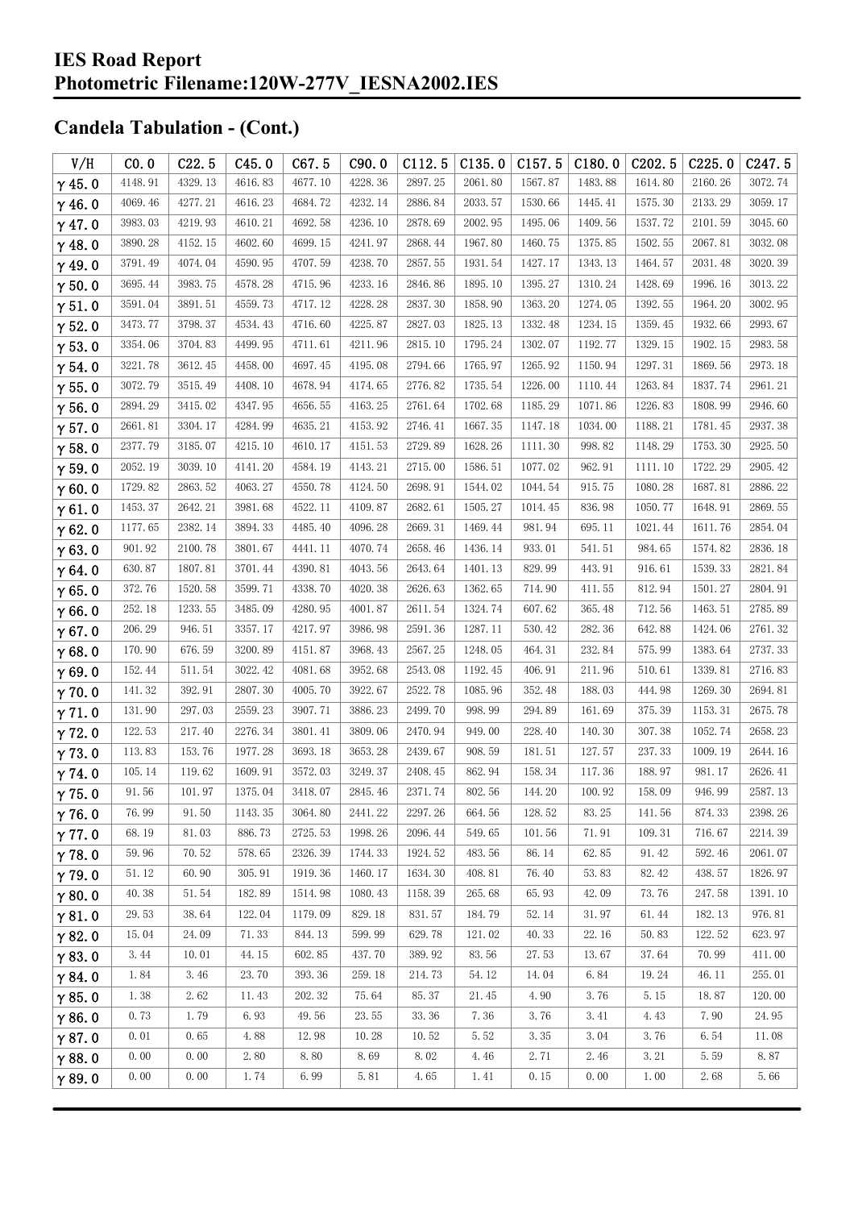## Candela Tabulation - (Cont.)

| V/H | C0.0 | C22.5 | C45.0 | C67.5 | C90.0 | C112.5 | C135.0 | C157.5 | C180.0 | C202.5 | C225.0 | C247.5 |
|---|---|---|---|---|---|---|---|---|---|---|---|---|
| γ45.0 | 4148.91 | 4329.13 | 4616.83 | 4677.10 | 4228.36 | 2897.25 | 2061.80 | 1567.87 | 1483.88 | 1614.80 | 2160.26 | 3072.74 |
| γ46.0 | 4069.46 | 4277.21 | 4616.23 | 4684.72 | 4232.14 | 2886.84 | 2033.57 | 1530.66 | 1445.41 | 1575.30 | 2133.29 | 3059.17 |
| γ47.0 | 3983.03 | 4219.93 | 4610.21 | 4692.58 | 4236.10 | 2878.69 | 2002.95 | 1495.06 | 1409.56 | 1537.72 | 2101.59 | 3045.60 |
| γ48.0 | 3890.28 | 4152.15 | 4602.60 | 4699.15 | 4241.97 | 2868.44 | 1967.80 | 1460.75 | 1375.85 | 1502.55 | 2067.81 | 3032.08 |
| γ49.0 | 3791.49 | 4074.04 | 4590.95 | 4707.59 | 4238.70 | 2857.55 | 1931.54 | 1427.17 | 1343.13 | 1464.57 | 2031.48 | 3020.39 |
| γ50.0 | 3695.44 | 3983.75 | 4578.28 | 4715.96 | 4233.16 | 2846.86 | 1895.10 | 1395.27 | 1310.24 | 1428.69 | 1996.16 | 3013.22 |
| γ51.0 | 3591.04 | 3891.51 | 4559.73 | 4717.12 | 4228.28 | 2837.30 | 1858.90 | 1363.20 | 1274.05 | 1392.55 | 1964.20 | 3002.95 |
| γ52.0 | 3473.77 | 3798.37 | 4534.43 | 4716.60 | 4225.87 | 2827.03 | 1825.13 | 1332.48 | 1234.15 | 1359.45 | 1932.66 | 2993.67 |
| γ53.0 | 3354.06 | 3704.83 | 4499.95 | 4711.61 | 4211.96 | 2815.10 | 1795.24 | 1302.07 | 1192.77 | 1329.15 | 1902.15 | 2983.58 |
| γ54.0 | 3221.78 | 3612.45 | 4458.00 | 4697.45 | 4195.08 | 2794.66 | 1765.97 | 1265.92 | 1150.94 | 1297.31 | 1869.56 | 2973.18 |
| γ55.0 | 3072.79 | 3515.49 | 4408.10 | 4678.94 | 4174.65 | 2776.82 | 1735.54 | 1226.00 | 1110.44 | 1263.84 | 1837.74 | 2961.21 |
| γ56.0 | 2894.29 | 3415.02 | 4347.95 | 4656.55 | 4163.25 | 2761.64 | 1702.68 | 1185.29 | 1071.86 | 1226.83 | 1808.99 | 2946.60 |
| γ57.0 | 2661.81 | 3304.17 | 4284.99 | 4635.21 | 4153.92 | 2746.41 | 1667.35 | 1147.18 | 1034.00 | 1188.21 | 1781.45 | 2937.38 |
| γ58.0 | 2377.79 | 3185.07 | 4215.10 | 4610.17 | 4151.53 | 2729.89 | 1628.26 | 1111.30 | 998.82 | 1148.29 | 1753.30 | 2925.50 |
| γ59.0 | 2052.19 | 3039.10 | 4141.20 | 4584.19 | 4143.21 | 2715.00 | 1586.51 | 1077.02 | 962.91 | 1111.10 | 1722.29 | 2905.42 |
| γ60.0 | 1729.82 | 2863.52 | 4063.27 | 4550.78 | 4124.50 | 2698.91 | 1544.02 | 1044.54 | 915.75 | 1080.28 | 1687.81 | 2886.22 |
| γ61.0 | 1453.37 | 2642.21 | 3981.68 | 4522.11 | 4109.87 | 2682.61 | 1505.27 | 1014.45 | 836.98 | 1050.77 | 1648.91 | 2869.55 |
| γ62.0 | 1177.65 | 2382.14 | 3894.33 | 4485.40 | 4096.28 | 2669.31 | 1469.44 | 981.94 | 695.11 | 1021.44 | 1611.76 | 2854.04 |
| γ63.0 | 901.92 | 2100.78 | 3801.67 | 4441.11 | 4070.74 | 2658.46 | 1436.14 | 933.01 | 541.51 | 984.65 | 1574.82 | 2836.18 |
| γ64.0 | 630.87 | 1807.81 | 3701.44 | 4390.81 | 4043.56 | 2643.64 | 1401.13 | 829.99 | 443.91 | 916.61 | 1539.33 | 2821.84 |
| γ65.0 | 372.76 | 1520.58 | 3599.71 | 4338.70 | 4020.38 | 2626.63 | 1362.65 | 714.90 | 411.55 | 812.94 | 1501.27 | 2804.91 |
| γ66.0 | 252.18 | 1233.55 | 3485.09 | 4280.95 | 4001.87 | 2611.54 | 1324.74 | 607.62 | 365.48 | 712.56 | 1463.51 | 2785.89 |
| γ67.0 | 206.29 | 946.51 | 3357.17 | 4217.97 | 3986.98 | 2591.36 | 1287.11 | 530.42 | 282.36 | 642.88 | 1424.06 | 2761.32 |
| γ68.0 | 170.90 | 676.59 | 3200.89 | 4151.87 | 3968.43 | 2567.25 | 1248.05 | 464.31 | 232.84 | 575.99 | 1383.64 | 2737.33 |
| γ69.0 | 152.44 | 511.54 | 3022.42 | 4081.68 | 3952.68 | 2543.08 | 1192.45 | 406.91 | 211.96 | 510.61 | 1339.81 | 2716.83 |
| γ70.0 | 141.32 | 392.91 | 2807.30 | 4005.70 | 3922.67 | 2522.78 | 1085.96 | 352.48 | 188.03 | 444.98 | 1269.30 | 2694.81 |
| γ71.0 | 131.90 | 297.03 | 2559.23 | 3907.71 | 3886.23 | 2499.70 | 998.99 | 294.89 | 161.69 | 375.39 | 1153.31 | 2675.78 |
| γ72.0 | 122.53 | 217.40 | 2276.34 | 3801.41 | 3809.06 | 2470.94 | 949.00 | 228.40 | 140.30 | 307.38 | 1052.74 | 2658.23 |
| γ73.0 | 113.83 | 153.76 | 1977.28 | 3693.18 | 3653.28 | 2439.67 | 908.59 | 181.51 | 127.57 | 237.33 | 1009.19 | 2644.16 |
| γ74.0 | 105.14 | 119.62 | 1609.91 | 3572.03 | 3249.37 | 2408.45 | 862.94 | 158.34 | 117.36 | 188.97 | 981.17 | 2626.41 |
| γ75.0 | 91.56 | 101.97 | 1375.04 | 3418.07 | 2845.46 | 2371.74 | 802.56 | 144.20 | 100.92 | 158.09 | 946.99 | 2587.13 |
| γ76.0 | 76.99 | 91.50 | 1143.35 | 3064.80 | 2441.22 | 2297.26 | 664.56 | 128.52 | 83.25 | 141.56 | 874.33 | 2398.26 |
| γ77.0 | 68.19 | 81.03 | 886.73 | 2725.53 | 1998.26 | 2096.44 | 549.65 | 101.56 | 71.91 | 109.31 | 716.67 | 2214.39 |
| γ78.0 | 59.96 | 70.52 | 578.65 | 2326.39 | 1744.33 | 1924.52 | 483.56 | 86.14 | 62.85 | 91.42 | 592.46 | 2061.07 |
| γ79.0 | 51.12 | 60.90 | 305.91 | 1919.36 | 1460.17 | 1634.30 | 408.81 | 76.40 | 53.83 | 82.42 | 438.57 | 1826.97 |
| γ80.0 | 40.38 | 51.54 | 182.89 | 1514.98 | 1080.43 | 1158.39 | 265.68 | 65.93 | 42.09 | 73.76 | 247.58 | 1391.10 |
| γ81.0 | 29.53 | 38.64 | 122.04 | 1179.09 | 829.18 | 831.57 | 184.79 | 52.14 | 31.97 | 61.44 | 182.13 | 976.81 |
| γ82.0 | 15.04 | 24.09 | 71.33 | 844.13 | 599.99 | 629.78 | 121.02 | 40.33 | 22.16 | 50.83 | 122.52 | 623.97 |
| γ83.0 | 3.44 | 10.01 | 44.15 | 602.85 | 437.70 | 389.92 | 83.56 | 27.53 | 13.67 | 37.64 | 70.99 | 411.00 |
| γ84.0 | 1.84 | 3.46 | 23.70 | 393.36 | 259.18 | 214.73 | 54.12 | 14.04 | 6.84 | 19.24 | 46.11 | 255.01 |
| γ85.0 | 1.38 | 2.62 | 11.43 | 202.32 | 75.64 | 85.37 | 21.45 | 4.90 | 3.76 | 5.15 | 18.87 | 120.00 |
| γ86.0 | 0.73 | 1.79 | 6.93 | 49.56 | 23.55 | 33.36 | 7.36 | 3.76 | 3.41 | 4.43 | 7.90 | 24.95 |
| γ87.0 | 0.01 | 0.65 | 4.88 | 12.98 | 10.28 | 10.52 | 5.52 | 3.35 | 3.04 | 3.76 | 6.54 | 11.08 |
| γ88.0 | 0.00 | 0.00 | 2.80 | 8.80 | 8.69 | 8.02 | 4.46 | 2.71 | 2.46 | 3.21 | 5.59 | 8.87 |
| γ89.0 | 0.00 | 0.00 | 1.74 | 6.99 | 5.81 | 4.65 | 1.41 | 0.15 | 0.00 | 1.00 | 2.68 | 5.66 |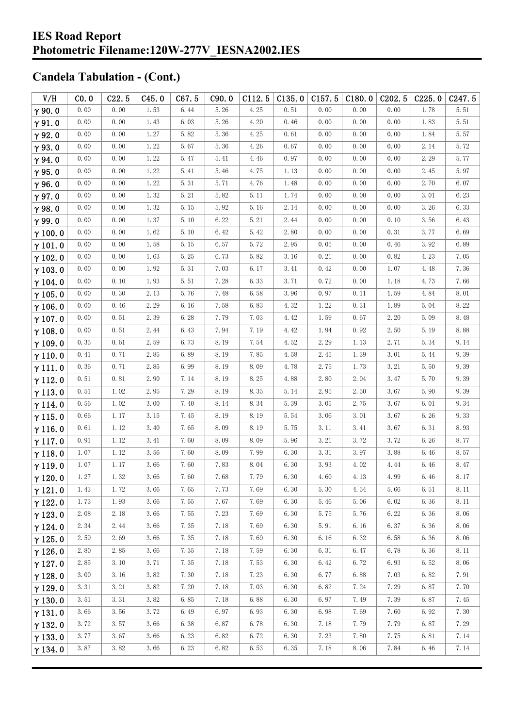## Candela Tabulation - (Cont.)

| V/H | C0.0 | C22.5 | C45.0 | C67.5 | C90.0 | C112.5 | C135.0 | C157.5 | C180.0 | C202.5 | C225.0 | C247.5 |
|---|---|---|---|---|---|---|---|---|---|---|---|---|
| γ 90.0 | 0.00 | 0.00 | 1.53 | 6.44 | 5.26 | 4.25 | 0.51 | 0.00 | 0.00 | 0.00 | 1.78 | 5.51 |
| γ 91.0 | 0.00 | 0.00 | 1.43 | 6.03 | 5.26 | 4.20 | 0.46 | 0.00 | 0.00 | 0.00 | 1.83 | 5.51 |
| γ 92.0 | 0.00 | 0.00 | 1.27 | 5.82 | 5.36 | 4.25 | 0.61 | 0.00 | 0.00 | 0.00 | 1.84 | 5.57 |
| γ 93.0 | 0.00 | 0.00 | 1.22 | 5.67 | 5.36 | 4.26 | 0.67 | 0.00 | 0.00 | 0.00 | 2.14 | 5.72 |
| γ 94.0 | 0.00 | 0.00 | 1.22 | 5.47 | 5.41 | 4.46 | 0.97 | 0.00 | 0.00 | 0.00 | 2.29 | 5.77 |
| γ 95.0 | 0.00 | 0.00 | 1.22 | 5.41 | 5.46 | 4.75 | 1.13 | 0.00 | 0.00 | 0.00 | 2.45 | 5.97 |
| γ 96.0 | 0.00 | 0.00 | 1.22 | 5.31 | 5.71 | 4.76 | 1.48 | 0.00 | 0.00 | 0.00 | 2.70 | 6.07 |
| γ 97.0 | 0.00 | 0.00 | 1.32 | 5.21 | 5.82 | 5.11 | 1.74 | 0.00 | 0.00 | 0.00 | 3.01 | 6.23 |
| γ 98.0 | 0.00 | 0.00 | 1.32 | 5.15 | 5.92 | 5.16 | 2.14 | 0.00 | 0.00 | 0.00 | 3.26 | 6.33 |
| γ 99.0 | 0.00 | 0.00 | 1.37 | 5.10 | 6.22 | 5.21 | 2.44 | 0.00 | 0.00 | 0.10 | 3.56 | 6.43 |
| γ 100.0 | 0.00 | 0.00 | 1.62 | 5.10 | 6.42 | 5.42 | 2.80 | 0.00 | 0.00 | 0.31 | 3.77 | 6.69 |
| γ 101.0 | 0.00 | 0.00 | 1.58 | 5.15 | 6.57 | 5.72 | 2.95 | 0.05 | 0.00 | 0.46 | 3.92 | 6.89 |
| γ 102.0 | 0.00 | 0.00 | 1.63 | 5.25 | 6.73 | 5.82 | 3.16 | 0.21 | 0.00 | 0.82 | 4.23 | 7.05 |
| γ 103.0 | 0.00 | 0.00 | 1.92 | 5.31 | 7.03 | 6.17 | 3.41 | 0.42 | 0.00 | 1.07 | 4.48 | 7.36 |
| γ 104.0 | 0.00 | 0.10 | 1.93 | 5.51 | 7.28 | 6.33 | 3.71 | 0.72 | 0.00 | 1.18 | 4.73 | 7.66 |
| γ 105.0 | 0.00 | 0.30 | 2.13 | 5.76 | 7.48 | 6.58 | 3.96 | 0.97 | 0.11 | 1.59 | 4.84 | 8.01 |
| γ 106.0 | 0.00 | 0.46 | 2.29 | 6.16 | 7.58 | 6.83 | 4.32 | 1.22 | 0.31 | 1.89 | 5.04 | 8.22 |
| γ 107.0 | 0.00 | 0.51 | 2.39 | 6.28 | 7.79 | 7.03 | 4.42 | 1.59 | 0.67 | 2.20 | 5.09 | 8.48 |
| γ 108.0 | 0.00 | 0.51 | 2.44 | 6.43 | 7.94 | 7.19 | 4.42 | 1.94 | 0.92 | 2.50 | 5.19 | 8.88 |
| γ 109.0 | 0.35 | 0.61 | 2.59 | 6.73 | 8.19 | 7.54 | 4.52 | 2.29 | 1.13 | 2.71 | 5.34 | 9.14 |
| γ 110.0 | 0.41 | 0.71 | 2.85 | 6.89 | 8.19 | 7.85 | 4.58 | 2.45 | 1.39 | 3.01 | 5.44 | 9.39 |
| γ 111.0 | 0.36 | 0.71 | 2.85 | 6.99 | 8.19 | 8.09 | 4.78 | 2.75 | 1.73 | 3.21 | 5.50 | 9.39 |
| γ 112.0 | 0.51 | 0.81 | 2.90 | 7.14 | 8.19 | 8.25 | 4.88 | 2.80 | 2.04 | 3.47 | 5.70 | 9.39 |
| γ 113.0 | 0.51 | 1.02 | 2.95 | 7.29 | 8.19 | 8.35 | 5.14 | 2.95 | 2.50 | 3.67 | 5.90 | 9.39 |
| γ 114.0 | 0.56 | 1.02 | 3.00 | 7.40 | 8.14 | 8.34 | 5.39 | 3.05 | 2.75 | 3.67 | 6.01 | 9.34 |
| γ 115.0 | 0.66 | 1.17 | 3.15 | 7.45 | 8.19 | 8.19 | 5.54 | 3.06 | 3.01 | 3.67 | 6.26 | 9.33 |
| γ 116.0 | 0.61 | 1.12 | 3.40 | 7.65 | 8.09 | 8.19 | 5.75 | 3.11 | 3.41 | 3.67 | 6.31 | 8.93 |
| γ 117.0 | 0.91 | 1.12 | 3.41 | 7.60 | 8.09 | 8.09 | 5.96 | 3.21 | 3.72 | 3.72 | 6.26 | 8.77 |
| γ 118.0 | 1.07 | 1.12 | 3.56 | 7.60 | 8.09 | 7.99 | 6.30 | 3.31 | 3.97 | 3.88 | 6.46 | 8.57 |
| γ 119.0 | 1.07 | 1.17 | 3.66 | 7.60 | 7.83 | 8.04 | 6.30 | 3.93 | 4.02 | 4.44 | 6.46 | 8.47 |
| γ 120.0 | 1.27 | 1.32 | 3.66 | 7.60 | 7.68 | 7.79 | 6.30 | 4.60 | 4.13 | 4.99 | 6.46 | 8.17 |
| γ 121.0 | 1.43 | 1.72 | 3.66 | 7.65 | 7.73 | 7.69 | 6.30 | 5.30 | 4.54 | 5.66 | 6.51 | 8.11 |
| γ 122.0 | 1.73 | 1.93 | 3.66 | 7.55 | 7.67 | 7.69 | 6.30 | 5.46 | 5.06 | 6.02 | 6.36 | 8.11 |
| γ 123.0 | 2.08 | 2.18 | 3.66 | 7.55 | 7.23 | 7.69 | 6.30 | 5.75 | 5.76 | 6.22 | 6.36 | 8.06 |
| γ 124.0 | 2.34 | 2.44 | 3.66 | 7.35 | 7.18 | 7.69 | 6.30 | 5.91 | 6.16 | 6.37 | 6.36 | 8.06 |
| γ 125.0 | 2.59 | 2.69 | 3.66 | 7.35 | 7.18 | 7.69 | 6.30 | 6.16 | 6.32 | 6.58 | 6.36 | 8.06 |
| γ 126.0 | 2.80 | 2.85 | 3.66 | 7.35 | 7.18 | 7.59 | 6.30 | 6.31 | 6.47 | 6.78 | 6.36 | 8.11 |
| γ 127.0 | 2.85 | 3.10 | 3.71 | 7.35 | 7.18 | 7.53 | 6.30 | 6.42 | 6.72 | 6.93 | 6.52 | 8.06 |
| γ 128.0 | 3.00 | 3.16 | 3.82 | 7.30 | 7.18 | 7.23 | 6.30 | 6.77 | 6.88 | 7.03 | 6.82 | 7.91 |
| γ 129.0 | 3.31 | 3.21 | 3.82 | 7.20 | 7.18 | 7.03 | 6.30 | 6.82 | 7.24 | 7.29 | 6.87 | 7.70 |
| γ 130.0 | 3.51 | 3.31 | 3.82 | 6.85 | 7.18 | 6.88 | 6.30 | 6.97 | 7.49 | 7.39 | 6.87 | 7.45 |
| γ 131.0 | 3.66 | 3.56 | 3.72 | 6.49 | 6.97 | 6.93 | 6.30 | 6.98 | 7.69 | 7.60 | 6.92 | 7.30 |
| γ 132.0 | 3.72 | 3.57 | 3.66 | 6.38 | 6.87 | 6.78 | 6.30 | 7.18 | 7.79 | 7.79 | 6.87 | 7.29 |
| γ 133.0 | 3.77 | 3.67 | 3.66 | 6.23 | 6.82 | 6.72 | 6.30 | 7.23 | 7.80 | 7.75 | 6.81 | 7.14 |
| γ 134.0 | 3.87 | 3.82 | 3.66 | 6.23 | 6.82 | 6.53 | 6.35 | 7.18 | 8.06 | 7.84 | 6.46 | 7.14 |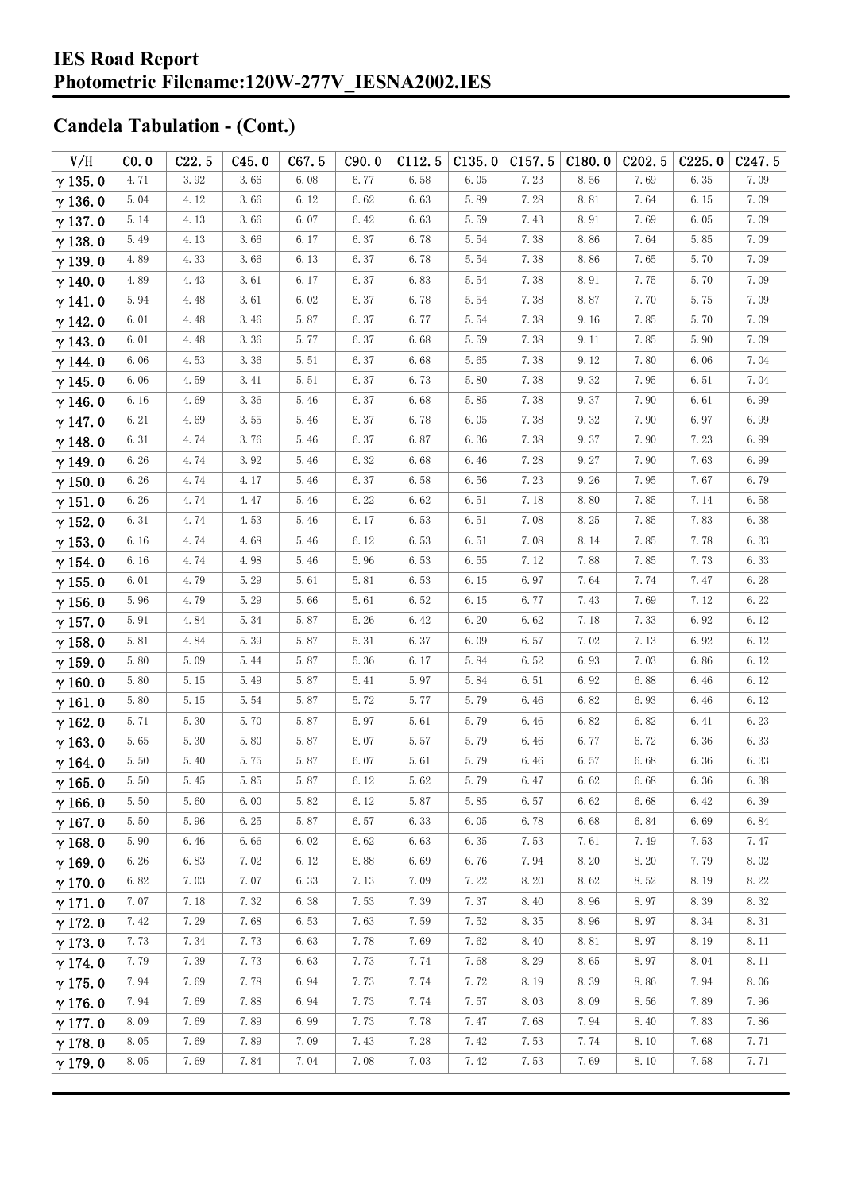# IES Road Report
## Photometric Filename:120W-277V_IESNA2002.IES

## Candela Tabulation - (Cont.)

| V/H | C0.0 | C22.5 | C45.0 | C67.5 | C90.0 | C112.5 | C135.0 | C157.5 | C180.0 | C202.5 | C225.0 | C247.5 |
|---|---|---|---|---|---|---|---|---|---|---|---|---|
| γ 135.0 | 4.71 | 3.92 | 3.66 | 6.08 | 6.77 | 6.58 | 6.05 | 7.23 | 8.56 | 7.69 | 6.35 | 7.09 |
| γ 136.0 | 5.04 | 4.12 | 3.66 | 6.12 | 6.62 | 6.63 | 5.89 | 7.28 | 8.81 | 7.64 | 6.15 | 7.09 |
| γ 137.0 | 5.14 | 4.13 | 3.66 | 6.07 | 6.42 | 6.63 | 5.59 | 7.43 | 8.91 | 7.69 | 6.05 | 7.09 |
| γ 138.0 | 5.49 | 4.13 | 3.66 | 6.17 | 6.37 | 6.78 | 5.54 | 7.38 | 8.86 | 7.64 | 5.85 | 7.09 |
| γ 139.0 | 4.89 | 4.33 | 3.66 | 6.13 | 6.37 | 6.78 | 5.54 | 7.38 | 8.86 | 7.65 | 5.70 | 7.09 |
| γ 140.0 | 4.89 | 4.43 | 3.61 | 6.17 | 6.37 | 6.83 | 5.54 | 7.38 | 8.91 | 7.75 | 5.70 | 7.09 |
| γ 141.0 | 5.94 | 4.48 | 3.61 | 6.02 | 6.37 | 6.78 | 5.54 | 7.38 | 8.87 | 7.70 | 5.75 | 7.09 |
| γ 142.0 | 6.01 | 4.48 | 3.46 | 5.87 | 6.37 | 6.77 | 5.54 | 7.38 | 9.16 | 7.85 | 5.70 | 7.09 |
| γ 143.0 | 6.01 | 4.48 | 3.36 | 5.77 | 6.37 | 6.68 | 5.59 | 7.38 | 9.11 | 7.85 | 5.90 | 7.09 |
| γ 144.0 | 6.06 | 4.53 | 3.36 | 5.51 | 6.37 | 6.68 | 5.65 | 7.38 | 9.12 | 7.80 | 6.06 | 7.04 |
| γ 145.0 | 6.06 | 4.59 | 3.41 | 5.51 | 6.37 | 6.73 | 5.80 | 7.38 | 9.32 | 7.95 | 6.51 | 7.04 |
| γ 146.0 | 6.16 | 4.69 | 3.36 | 5.46 | 6.37 | 6.68 | 5.85 | 7.38 | 9.37 | 7.90 | 6.61 | 6.99 |
| γ 147.0 | 6.21 | 4.69 | 3.55 | 5.46 | 6.37 | 6.78 | 6.05 | 7.38 | 9.32 | 7.90 | 6.97 | 6.99 |
| γ 148.0 | 6.31 | 4.74 | 3.76 | 5.46 | 6.37 | 6.87 | 6.36 | 7.38 | 9.37 | 7.90 | 7.23 | 6.99 |
| γ 149.0 | 6.26 | 4.74 | 3.92 | 5.46 | 6.32 | 6.68 | 6.46 | 7.28 | 9.27 | 7.90 | 7.63 | 6.99 |
| γ 150.0 | 6.26 | 4.74 | 4.17 | 5.46 | 6.37 | 6.58 | 6.56 | 7.23 | 9.26 | 7.95 | 7.67 | 6.79 |
| γ 151.0 | 6.26 | 4.74 | 4.47 | 5.46 | 6.22 | 6.62 | 6.51 | 7.18 | 8.80 | 7.85 | 7.14 | 6.58 |
| γ 152.0 | 6.31 | 4.74 | 4.53 | 5.46 | 6.17 | 6.53 | 6.51 | 7.08 | 8.25 | 7.85 | 7.83 | 6.38 |
| γ 153.0 | 6.16 | 4.74 | 4.68 | 5.46 | 6.12 | 6.53 | 6.51 | 7.08 | 8.14 | 7.85 | 7.78 | 6.33 |
| γ 154.0 | 6.16 | 4.74 | 4.98 | 5.46 | 5.96 | 6.53 | 6.55 | 7.12 | 7.88 | 7.85 | 7.73 | 6.33 |
| γ 155.0 | 6.01 | 4.79 | 5.29 | 5.61 | 5.81 | 6.53 | 6.15 | 6.97 | 7.64 | 7.74 | 7.47 | 6.28 |
| γ 156.0 | 5.96 | 4.79 | 5.29 | 5.66 | 5.61 | 6.52 | 6.15 | 6.77 | 7.43 | 7.69 | 7.12 | 6.22 |
| γ 157.0 | 5.91 | 4.84 | 5.34 | 5.87 | 5.26 | 6.42 | 6.20 | 6.62 | 7.18 | 7.33 | 6.92 | 6.12 |
| γ 158.0 | 5.81 | 4.84 | 5.39 | 5.87 | 5.31 | 6.37 | 6.09 | 6.57 | 7.02 | 7.13 | 6.92 | 6.12 |
| γ 159.0 | 5.80 | 5.09 | 5.44 | 5.87 | 5.36 | 6.17 | 5.84 | 6.52 | 6.93 | 7.03 | 6.86 | 6.12 |
| γ 160.0 | 5.80 | 5.15 | 5.49 | 5.87 | 5.41 | 5.97 | 5.84 | 6.51 | 6.92 | 6.88 | 6.46 | 6.12 |
| γ 161.0 | 5.80 | 5.15 | 5.54 | 5.87 | 5.72 | 5.77 | 5.79 | 6.46 | 6.82 | 6.93 | 6.46 | 6.12 |
| γ 162.0 | 5.71 | 5.30 | 5.70 | 5.87 | 5.97 | 5.61 | 5.79 | 6.46 | 6.82 | 6.82 | 6.41 | 6.23 |
| γ 163.0 | 5.65 | 5.30 | 5.80 | 5.87 | 6.07 | 5.57 | 5.79 | 6.46 | 6.77 | 6.72 | 6.36 | 6.33 |
| γ 164.0 | 5.50 | 5.40 | 5.75 | 5.87 | 6.07 | 5.61 | 5.79 | 6.46 | 6.57 | 6.68 | 6.36 | 6.33 |
| γ 165.0 | 5.50 | 5.45 | 5.85 | 5.87 | 6.12 | 5.62 | 5.79 | 6.47 | 6.62 | 6.68 | 6.36 | 6.38 |
| γ 166.0 | 5.50 | 5.60 | 6.00 | 5.82 | 6.12 | 5.87 | 5.85 | 6.57 | 6.62 | 6.68 | 6.42 | 6.39 |
| γ 167.0 | 5.50 | 5.96 | 6.25 | 5.87 | 6.57 | 6.33 | 6.05 | 6.78 | 6.68 | 6.84 | 6.69 | 6.84 |
| γ 168.0 | 5.90 | 6.46 | 6.66 | 6.02 | 6.62 | 6.63 | 6.35 | 7.53 | 7.61 | 7.49 | 7.53 | 7.47 |
| γ 169.0 | 6.26 | 6.83 | 7.02 | 6.12 | 6.88 | 6.69 | 6.76 | 7.94 | 8.20 | 8.20 | 7.79 | 8.02 |
| γ 170.0 | 6.82 | 7.03 | 7.07 | 6.33 | 7.13 | 7.09 | 7.22 | 8.20 | 8.62 | 8.52 | 8.19 | 8.22 |
| γ 171.0 | 7.07 | 7.18 | 7.32 | 6.38 | 7.53 | 7.39 | 7.37 | 8.40 | 8.96 | 8.97 | 8.39 | 8.32 |
| γ 172.0 | 7.42 | 7.29 | 7.68 | 6.53 | 7.63 | 7.59 | 7.52 | 8.35 | 8.96 | 8.97 | 8.34 | 8.31 |
| γ 173.0 | 7.73 | 7.34 | 7.73 | 6.63 | 7.78 | 7.69 | 7.62 | 8.40 | 8.81 | 8.97 | 8.19 | 8.11 |
| γ 174.0 | 7.79 | 7.39 | 7.73 | 6.63 | 7.73 | 7.74 | 7.68 | 8.29 | 8.65 | 8.97 | 8.04 | 8.11 |
| γ 175.0 | 7.94 | 7.69 | 7.78 | 6.94 | 7.73 | 7.74 | 7.72 | 8.19 | 8.39 | 8.86 | 7.94 | 8.06 |
| γ 176.0 | 7.94 | 7.69 | 7.88 | 6.94 | 7.73 | 7.74 | 7.57 | 8.03 | 8.09 | 8.56 | 7.89 | 7.96 |
| γ 177.0 | 8.09 | 7.69 | 7.89 | 6.99 | 7.73 | 7.78 | 7.47 | 7.68 | 7.94 | 8.40 | 7.83 | 7.86 |
| γ 178.0 | 8.05 | 7.69 | 7.89 | 7.09 | 7.43 | 7.28 | 7.42 | 7.53 | 7.74 | 8.10 | 7.68 | 7.71 |
| γ 179.0 | 8.05 | 7.69 | 7.84 | 7.04 | 7.08 | 7.03 | 7.42 | 7.53 | 7.69 | 8.10 | 7.58 | 7.71 |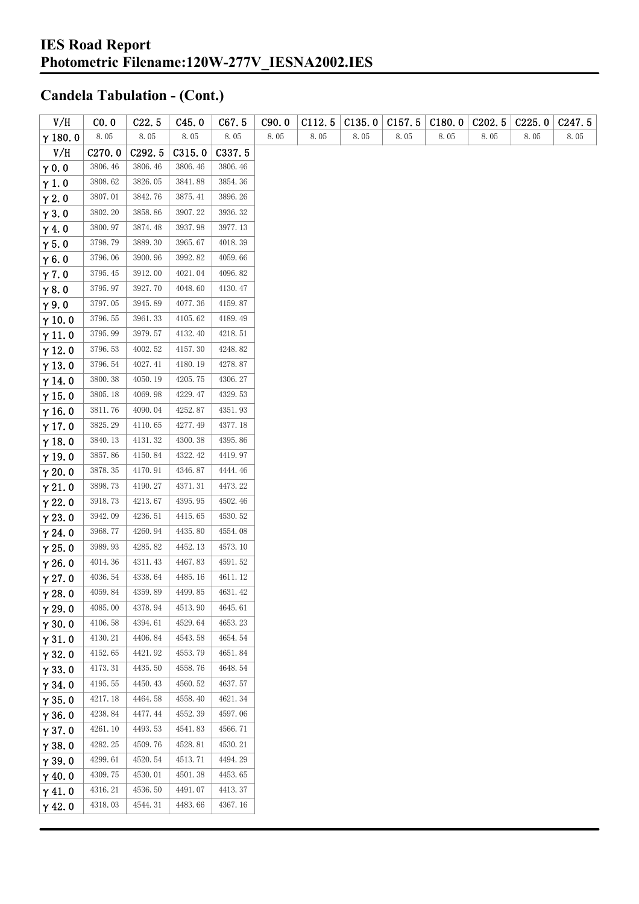## IES Road Report
## Photometric Filename:120W-277V_IESNA2002.IES

## Candela Tabulation - (Cont.)

| V/H | C0.0 | C22.5 | C45.0 | C67.5 | C90.0 | C112.5 | C135.0 | C157.5 | C180.0 | C202.5 | C225.0 | C247.5 |
|---|---|---|---|---|---|---|---|---|---|---|---|---|
| γ 180.0 | 8.05 | 8.05 | 8.05 | 8.05 | 8.05 | 8.05 | 8.05 | 8.05 | 8.05 | 8.05 | 8.05 | 8.05 |

| V/H | C270.0 | C292.5 | C315.0 | C337.5 |
|---|---|---|---|---|
| γ 0.0 | 3806.46 | 3806.46 | 3806.46 | 3806.46 |
| γ 1.0 | 3808.62 | 3826.05 | 3841.88 | 3854.36 |
| γ 2.0 | 3807.01 | 3842.76 | 3875.41 | 3896.26 |
| γ 3.0 | 3802.20 | 3858.86 | 3907.22 | 3936.32 |
| γ 4.0 | 3800.97 | 3874.48 | 3937.98 | 3977.13 |
| γ 5.0 | 3798.79 | 3889.30 | 3965.67 | 4018.39 |
| γ 6.0 | 3796.06 | 3900.96 | 3992.82 | 4059.66 |
| γ 7.0 | 3795.45 | 3912.00 | 4021.04 | 4096.82 |
| γ 8.0 | 3795.97 | 3927.70 | 4048.60 | 4130.47 |
| γ 9.0 | 3797.05 | 3945.89 | 4077.36 | 4159.87 |
| γ 10.0 | 3796.55 | 3961.33 | 4105.62 | 4189.49 |
| γ 11.0 | 3795.99 | 3979.57 | 4132.40 | 4218.51 |
| γ 12.0 | 3796.53 | 4002.52 | 4157.30 | 4248.82 |
| γ 13.0 | 3796.54 | 4027.41 | 4180.19 | 4278.87 |
| γ 14.0 | 3800.38 | 4050.19 | 4205.75 | 4306.27 |
| γ 15.0 | 3805.18 | 4069.98 | 4229.47 | 4329.53 |
| γ 16.0 | 3811.76 | 4090.04 | 4252.87 | 4351.93 |
| γ 17.0 | 3825.29 | 4110.65 | 4277.49 | 4377.18 |
| γ 18.0 | 3840.13 | 4131.32 | 4300.38 | 4395.86 |
| γ 19.0 | 3857.86 | 4150.84 | 4322.42 | 4419.97 |
| γ 20.0 | 3878.35 | 4170.91 | 4346.87 | 4444.46 |
| γ 21.0 | 3898.73 | 4190.27 | 4371.31 | 4473.22 |
| γ 22.0 | 3918.73 | 4213.67 | 4395.95 | 4502.46 |
| γ 23.0 | 3942.09 | 4236.51 | 4415.65 | 4530.52 |
| γ 24.0 | 3968.77 | 4260.94 | 4435.80 | 4554.08 |
| γ 25.0 | 3989.93 | 4285.82 | 4452.13 | 4573.10 |
| γ 26.0 | 4014.36 | 4311.43 | 4467.83 | 4591.52 |
| γ 27.0 | 4036.54 | 4338.64 | 4485.16 | 4611.12 |
| γ 28.0 | 4059.84 | 4359.89 | 4499.85 | 4631.42 |
| γ 29.0 | 4085.00 | 4378.94 | 4513.90 | 4645.61 |
| γ 30.0 | 4106.58 | 4394.61 | 4529.64 | 4653.23 |
| γ 31.0 | 4130.21 | 4406.84 | 4543.58 | 4654.54 |
| γ 32.0 | 4152.65 | 4421.92 | 4553.79 | 4651.84 |
| γ 33.0 | 4173.31 | 4435.50 | 4558.76 | 4648.54 |
| γ 34.0 | 4195.55 | 4450.43 | 4560.52 | 4637.57 |
| γ 35.0 | 4217.18 | 4464.58 | 4558.40 | 4621.34 |
| γ 36.0 | 4238.84 | 4477.44 | 4552.39 | 4597.06 |
| γ 37.0 | 4261.10 | 4493.53 | 4541.83 | 4566.71 |
| γ 38.0 | 4282.25 | 4509.76 | 4528.81 | 4530.21 |
| γ 39.0 | 4299.61 | 4520.54 | 4513.71 | 4494.29 |
| γ 40.0 | 4309.75 | 4530.01 | 4501.38 | 4453.65 |
| γ 41.0 | 4316.21 | 4536.50 | 4491.07 | 4413.37 |
| γ 42.0 | 4318.03 | 4544.31 | 4483.66 | 4367.16 |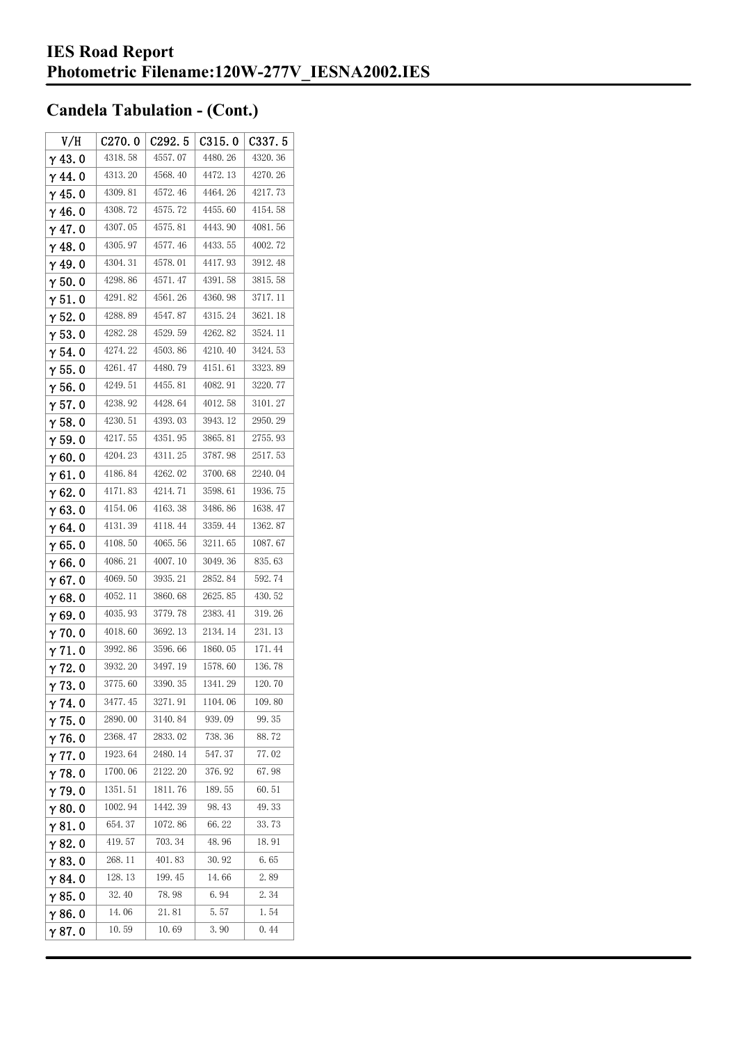## Candela Tabulation - (Cont.)

| V/H | C270.0 | C292.5 | C315.0 | C337.5 |
|---|---|---|---|---|
| γ 43.0 | 4318.58 | 4557.07 | 4480.26 | 4320.36 |
| γ 44.0 | 4313.20 | 4568.40 | 4472.13 | 4270.26 |
| γ 45.0 | 4309.81 | 4572.46 | 4464.26 | 4217.73 |
| γ 46.0 | 4308.72 | 4575.72 | 4455.60 | 4154.58 |
| γ 47.0 | 4307.05 | 4575.81 | 4443.90 | 4081.56 |
| γ 48.0 | 4305.97 | 4577.46 | 4433.55 | 4002.72 |
| γ 49.0 | 4304.31 | 4578.01 | 4417.93 | 3912.48 |
| γ 50.0 | 4298.86 | 4571.47 | 4391.58 | 3815.58 |
| γ 51.0 | 4291.82 | 4561.26 | 4360.98 | 3717.11 |
| γ 52.0 | 4288.89 | 4547.87 | 4315.24 | 3621.18 |
| γ 53.0 | 4282.28 | 4529.59 | 4262.82 | 3524.11 |
| γ 54.0 | 4274.22 | 4503.86 | 4210.40 | 3424.53 |
| γ 55.0 | 4261.47 | 4480.79 | 4151.61 | 3323.89 |
| γ 56.0 | 4249.51 | 4455.81 | 4082.91 | 3220.77 |
| γ 57.0 | 4238.92 | 4428.64 | 4012.58 | 3101.27 |
| γ 58.0 | 4230.51 | 4393.03 | 3943.12 | 2950.29 |
| γ 59.0 | 4217.55 | 4351.95 | 3865.81 | 2755.93 |
| γ 60.0 | 4204.23 | 4311.25 | 3787.98 | 2517.53 |
| γ 61.0 | 4186.84 | 4262.02 | 3700.68 | 2240.04 |
| γ 62.0 | 4171.83 | 4214.71 | 3598.61 | 1936.75 |
| γ 63.0 | 4154.06 | 4163.38 | 3486.86 | 1638.47 |
| γ 64.0 | 4131.39 | 4118.44 | 3359.44 | 1362.87 |
| γ 65.0 | 4108.50 | 4065.56 | 3211.65 | 1087.67 |
| γ 66.0 | 4086.21 | 4007.10 | 3049.36 | 835.63 |
| γ 67.0 | 4069.50 | 3935.21 | 2852.84 | 592.74 |
| γ 68.0 | 4052.11 | 3860.68 | 2625.85 | 430.52 |
| γ 69.0 | 4035.93 | 3779.78 | 2383.41 | 319.26 |
| γ 70.0 | 4018.60 | 3692.13 | 2134.14 | 231.13 |
| γ 71.0 | 3992.86 | 3596.66 | 1860.05 | 171.44 |
| γ 72.0 | 3932.20 | 3497.19 | 1578.60 | 136.78 |
| γ 73.0 | 3775.60 | 3390.35 | 1341.29 | 120.70 |
| γ 74.0 | 3477.45 | 3271.91 | 1104.06 | 109.80 |
| γ 75.0 | 2890.00 | 3140.84 | 939.09 | 99.35 |
| γ 76.0 | 2368.47 | 2833.02 | 738.36 | 88.72 |
| γ 77.0 | 1923.64 | 2480.14 | 547.37 | 77.02 |
| γ 78.0 | 1700.06 | 2122.20 | 376.92 | 67.98 |
| γ 79.0 | 1351.51 | 1811.76 | 189.55 | 60.51 |
| γ 80.0 | 1002.94 | 1442.39 | 98.43 | 49.33 |
| γ 81.0 | 654.37 | 1072.86 | 66.22 | 33.73 |
| γ 82.0 | 419.57 | 703.34 | 48.96 | 18.91 |
| γ 83.0 | 268.11 | 401.83 | 30.92 | 6.65 |
| γ 84.0 | 128.13 | 199.45 | 14.66 | 2.89 |
| γ 85.0 | 32.40 | 78.98 | 6.94 | 2.34 |
| γ 86.0 | 14.06 | 21.81 | 5.57 | 1.54 |
| γ 87.0 | 10.59 | 10.69 | 3.90 | 0.44 |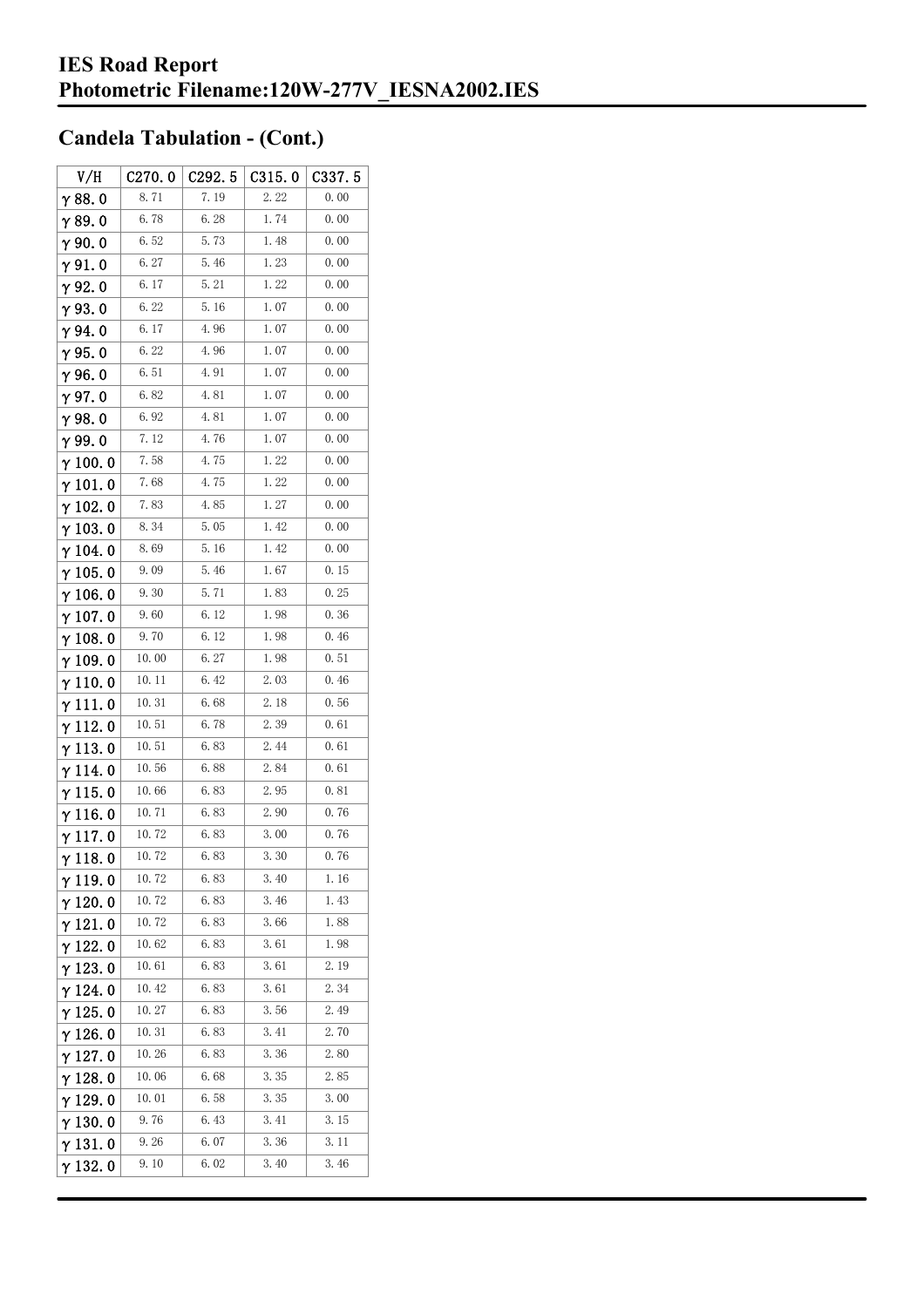# IES Road Report
# Photometric Filename:120W-277V_IESNA2002.IES

## Candela Tabulation - (Cont.)

| V/H | C270.0 | C292.5 | C315.0 | C337.5 |
|---|---|---|---|---|
| γ 88.0 | 8.71 | 7.19 | 2.22 | 0.00 |
| γ 89.0 | 6.78 | 6.28 | 1.74 | 0.00 |
| γ 90.0 | 6.52 | 5.73 | 1.48 | 0.00 |
| γ 91.0 | 6.27 | 5.46 | 1.23 | 0.00 |
| γ 92.0 | 6.17 | 5.21 | 1.22 | 0.00 |
| γ 93.0 | 6.22 | 5.16 | 1.07 | 0.00 |
| γ 94.0 | 6.17 | 4.96 | 1.07 | 0.00 |
| γ 95.0 | 6.22 | 4.96 | 1.07 | 0.00 |
| γ 96.0 | 6.51 | 4.91 | 1.07 | 0.00 |
| γ 97.0 | 6.82 | 4.81 | 1.07 | 0.00 |
| γ 98.0 | 6.92 | 4.81 | 1.07 | 0.00 |
| γ 99.0 | 7.12 | 4.76 | 1.07 | 0.00 |
| γ 100.0 | 7.58 | 4.75 | 1.22 | 0.00 |
| γ 101.0 | 7.68 | 4.75 | 1.22 | 0.00 |
| γ 102.0 | 7.83 | 4.85 | 1.27 | 0.00 |
| γ 103.0 | 8.34 | 5.05 | 1.42 | 0.00 |
| γ 104.0 | 8.69 | 5.16 | 1.42 | 0.00 |
| γ 105.0 | 9.09 | 5.46 | 1.67 | 0.15 |
| γ 106.0 | 9.30 | 5.71 | 1.83 | 0.25 |
| γ 107.0 | 9.60 | 6.12 | 1.98 | 0.36 |
| γ 108.0 | 9.70 | 6.12 | 1.98 | 0.46 |
| γ 109.0 | 10.00 | 6.27 | 1.98 | 0.51 |
| γ 110.0 | 10.11 | 6.42 | 2.03 | 0.46 |
| γ 111.0 | 10.31 | 6.68 | 2.18 | 0.56 |
| γ 112.0 | 10.51 | 6.78 | 2.39 | 0.61 |
| γ 113.0 | 10.51 | 6.83 | 2.44 | 0.61 |
| γ 114.0 | 10.56 | 6.88 | 2.84 | 0.61 |
| γ 115.0 | 10.66 | 6.83 | 2.95 | 0.81 |
| γ 116.0 | 10.71 | 6.83 | 2.90 | 0.76 |
| γ 117.0 | 10.72 | 6.83 | 3.00 | 0.76 |
| γ 118.0 | 10.72 | 6.83 | 3.30 | 0.76 |
| γ 119.0 | 10.72 | 6.83 | 3.40 | 1.16 |
| γ 120.0 | 10.72 | 6.83 | 3.46 | 1.43 |
| γ 121.0 | 10.72 | 6.83 | 3.66 | 1.88 |
| γ 122.0 | 10.62 | 6.83 | 3.61 | 1.98 |
| γ 123.0 | 10.61 | 6.83 | 3.61 | 2.19 |
| γ 124.0 | 10.42 | 6.83 | 3.61 | 2.34 |
| γ 125.0 | 10.27 | 6.83 | 3.56 | 2.49 |
| γ 126.0 | 10.31 | 6.83 | 3.41 | 2.70 |
| γ 127.0 | 10.26 | 6.83 | 3.36 | 2.80 |
| γ 128.0 | 10.06 | 6.68 | 3.35 | 2.85 |
| γ 129.0 | 10.01 | 6.58 | 3.35 | 3.00 |
| γ 130.0 | 9.76 | 6.43 | 3.41 | 3.15 |
| γ 131.0 | 9.26 | 6.07 | 3.36 | 3.11 |
| γ 132.0 | 9.10 | 6.02 | 3.40 | 3.46 |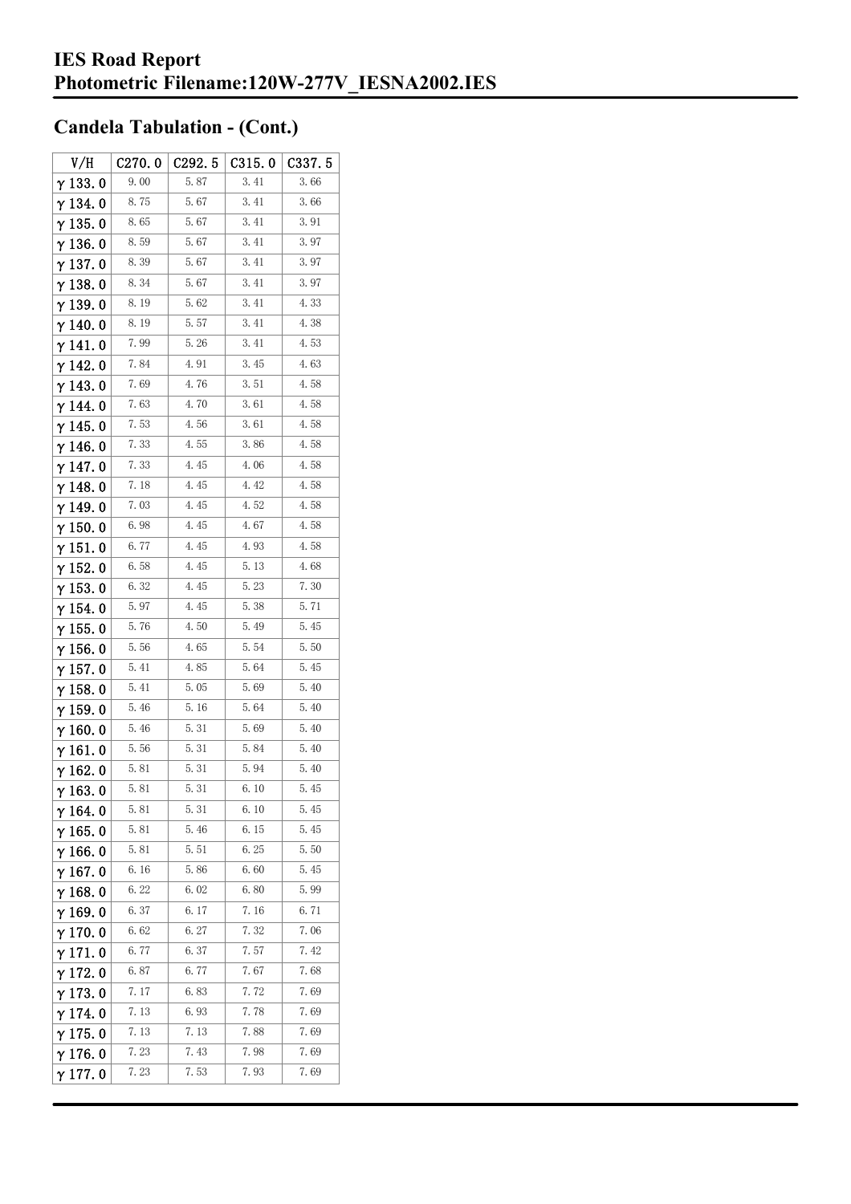## Candela Tabulation - (Cont.)

| V/H | C270.0 | C292.5 | C315.0 | C337.5 |
|---|---|---|---|---|
| γ 133.0 | 9.00 | 5.87 | 3.41 | 3.66 |
| γ 134.0 | 8.75 | 5.67 | 3.41 | 3.66 |
| γ 135.0 | 8.65 | 5.67 | 3.41 | 3.91 |
| γ 136.0 | 8.59 | 5.67 | 3.41 | 3.97 |
| γ 137.0 | 8.39 | 5.67 | 3.41 | 3.97 |
| γ 138.0 | 8.34 | 5.67 | 3.41 | 3.97 |
| γ 139.0 | 8.19 | 5.62 | 3.41 | 4.33 |
| γ 140.0 | 8.19 | 5.57 | 3.41 | 4.38 |
| γ 141.0 | 7.99 | 5.26 | 3.41 | 4.53 |
| γ 142.0 | 7.84 | 4.91 | 3.45 | 4.63 |
| γ 143.0 | 7.69 | 4.76 | 3.51 | 4.58 |
| γ 144.0 | 7.63 | 4.70 | 3.61 | 4.58 |
| γ 145.0 | 7.53 | 4.56 | 3.61 | 4.58 |
| γ 146.0 | 7.33 | 4.55 | 3.86 | 4.58 |
| γ 147.0 | 7.33 | 4.45 | 4.06 | 4.58 |
| γ 148.0 | 7.18 | 4.45 | 4.42 | 4.58 |
| γ 149.0 | 7.03 | 4.45 | 4.52 | 4.58 |
| γ 150.0 | 6.98 | 4.45 | 4.67 | 4.58 |
| γ 151.0 | 6.77 | 4.45 | 4.93 | 4.58 |
| γ 152.0 | 6.58 | 4.45 | 5.13 | 4.68 |
| γ 153.0 | 6.32 | 4.45 | 5.23 | 7.30 |
| γ 154.0 | 5.97 | 4.45 | 5.38 | 5.71 |
| γ 155.0 | 5.76 | 4.50 | 5.49 | 5.45 |
| γ 156.0 | 5.56 | 4.65 | 5.54 | 5.50 |
| γ 157.0 | 5.41 | 4.85 | 5.64 | 5.45 |
| γ 158.0 | 5.41 | 5.05 | 5.69 | 5.40 |
| γ 159.0 | 5.46 | 5.16 | 5.64 | 5.40 |
| γ 160.0 | 5.46 | 5.31 | 5.69 | 5.40 |
| γ 161.0 | 5.56 | 5.31 | 5.84 | 5.40 |
| γ 162.0 | 5.81 | 5.31 | 5.94 | 5.40 |
| γ 163.0 | 5.81 | 5.31 | 6.10 | 5.45 |
| γ 164.0 | 5.81 | 5.31 | 6.10 | 5.45 |
| γ 165.0 | 5.81 | 5.46 | 6.15 | 5.45 |
| γ 166.0 | 5.81 | 5.51 | 6.25 | 5.50 |
| γ 167.0 | 6.16 | 5.86 | 6.60 | 5.45 |
| γ 168.0 | 6.22 | 6.02 | 6.80 | 5.99 |
| γ 169.0 | 6.37 | 6.17 | 7.16 | 6.71 |
| γ 170.0 | 6.62 | 6.27 | 7.32 | 7.06 |
| γ 171.0 | 6.77 | 6.37 | 7.57 | 7.42 |
| γ 172.0 | 6.87 | 6.77 | 7.67 | 7.68 |
| γ 173.0 | 7.17 | 6.83 | 7.72 | 7.69 |
| γ 174.0 | 7.13 | 6.93 | 7.78 | 7.69 |
| γ 175.0 | 7.13 | 7.13 | 7.88 | 7.69 |
| γ 176.0 | 7.23 | 7.43 | 7.98 | 7.69 |
| γ 177.0 | 7.23 | 7.53 | 7.93 | 7.69 |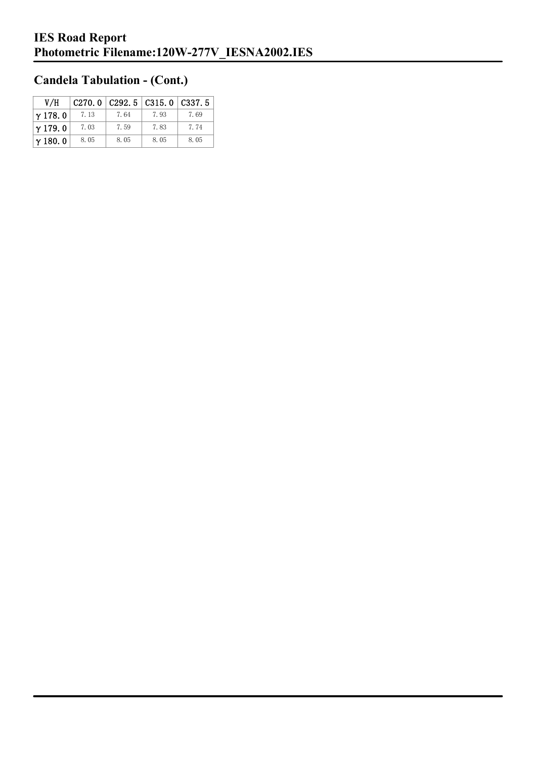## Candela Tabulation - (Cont.)

| V/H | C270.0 | C292.5 | C315.0 | C337.5 |
|---|---|---|---|---|
| γ 178.0 | 7.13 | 7.64 | 7.93 | 7.69 |
| γ 179.0 | 7.03 | 7.59 | 7.83 | 7.74 |
| γ 180.0 | 8.05 | 8.05 | 8.05 | 8.05 |